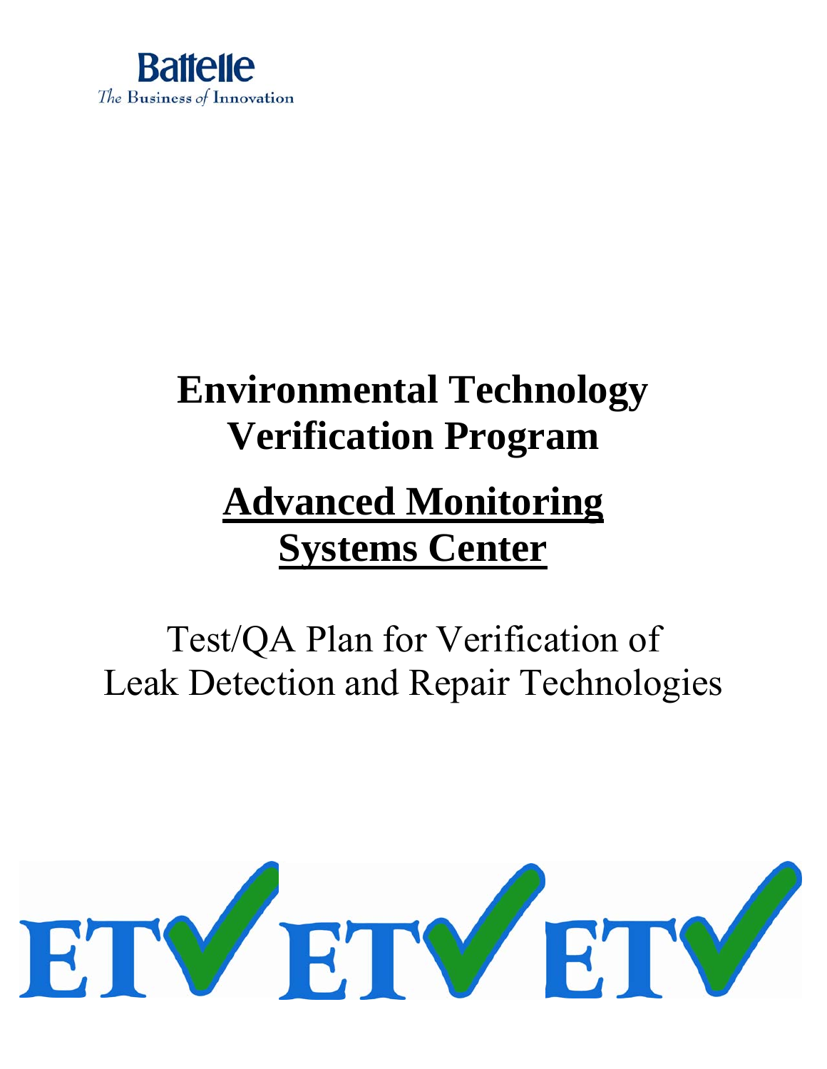Battelle

*The Business of Innovation*

# Environmental Technology Verification Program

## Advanced Monitoring Systems Center

Test/QA Plan for Verification of Leak Detection and Repair Technologies

ETV ETV ETV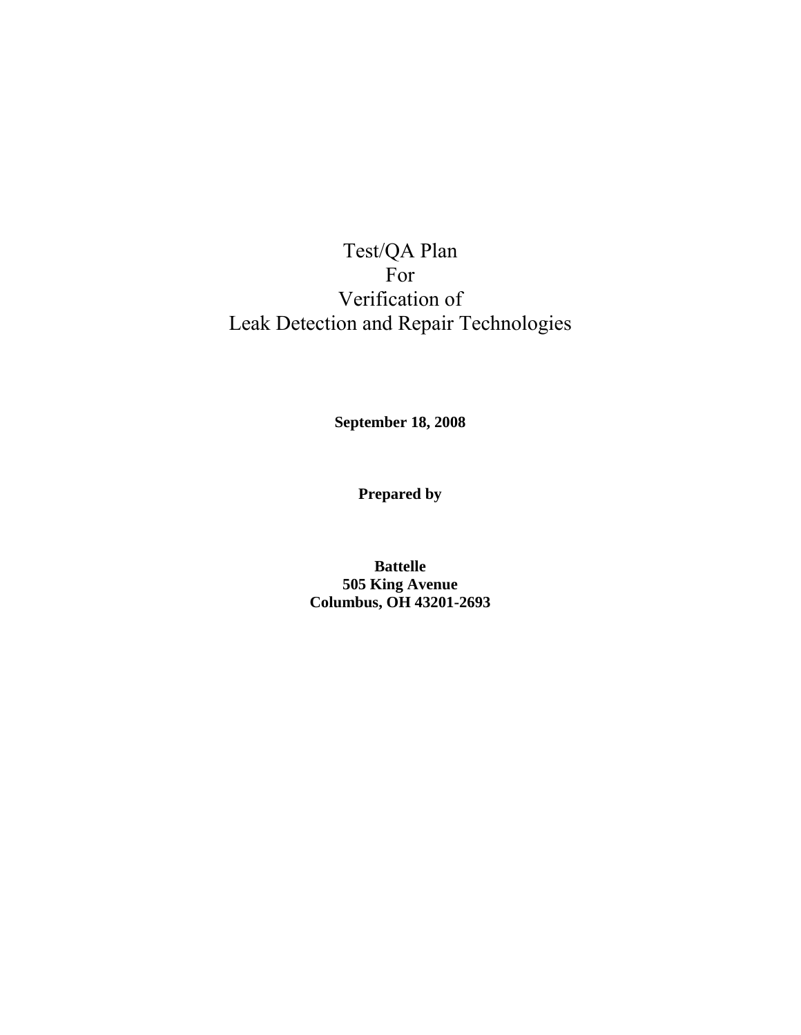# Test/QA Plan For Verification of Leak Detection and Repair Technologies

**September 18, 2008**

**Prepared by**

**Battelle**
**505 King Avenue**
**Columbus, OH 43201-2693**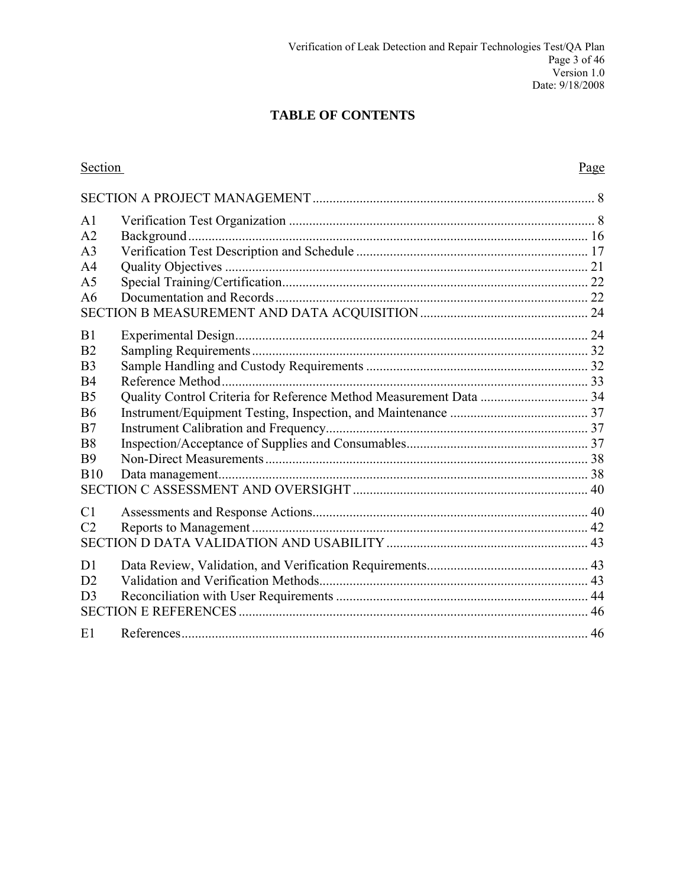# TABLE OF CONTENTS

| Section | | Page |
|---|---|---|
| SECTION A PROJECT MANAGEMENT | | 8 |
| A1 | Verification Test Organization | 8 |
| A2 | Background | 16 |
| A3 | Verification Test Description and Schedule | 17 |
| A4 | Quality Objectives | 21 |
| A5 | Special Training/Certification | 22 |
| A6 | Documentation and Records | 22 |
| SECTION B MEASUREMENT AND DATA ACQUISITION | | 24 |
| B1 | Experimental Design | 24 |
| B2 | Sampling Requirements | 32 |
| B3 | Sample Handling and Custody Requirements | 32 |
| B4 | Reference Method | 33 |
| B5 | Quality Control Criteria for Reference Method Measurement Data | 34 |
| B6 | Instrument/Equipment Testing, Inspection, and Maintenance | 37 |
| B7 | Instrument Calibration and Frequency | 37 |
| B8 | Inspection/Acceptance of Supplies and Consumables | 37 |
| B9 | Non-Direct Measurements | 38 |
| B10 | Data management | 38 |
| SECTION C ASSESSMENT AND OVERSIGHT | | 40 |
| C1 | Assessments and Response Actions | 40 |
| C2 | Reports to Management | 42 |
| SECTION D DATA VALIDATION AND USABILITY | | 43 |
| D1 | Data Review, Validation, and Verification Requirements | 43 |
| D2 | Validation and Verification Methods | 43 |
| D3 | Reconciliation with User Requirements | 44 |
| SECTION E REFERENCES | | 46 |
| E1 | References | 46 |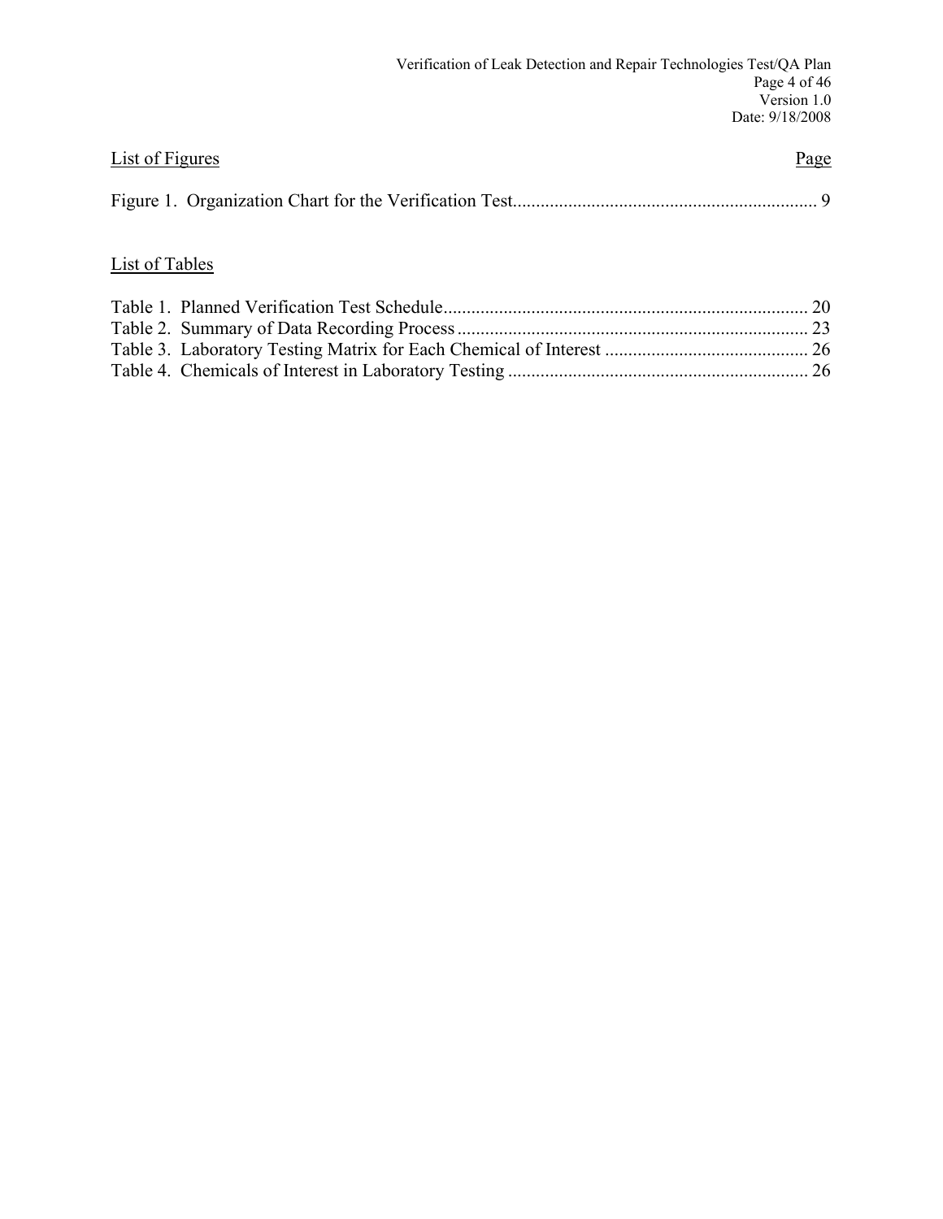List of Figures | Page

Figure 1. Organization Chart for the Verification Test ............ 9

List of Tables

Table 1. Planned Verification Test Schedule ............ 20
Table 2. Summary of Data Recording Process ............ 23
Table 3. Laboratory Testing Matrix for Each Chemical of Interest ............ 26
Table 4. Chemicals of Interest in Laboratory Testing ............ 26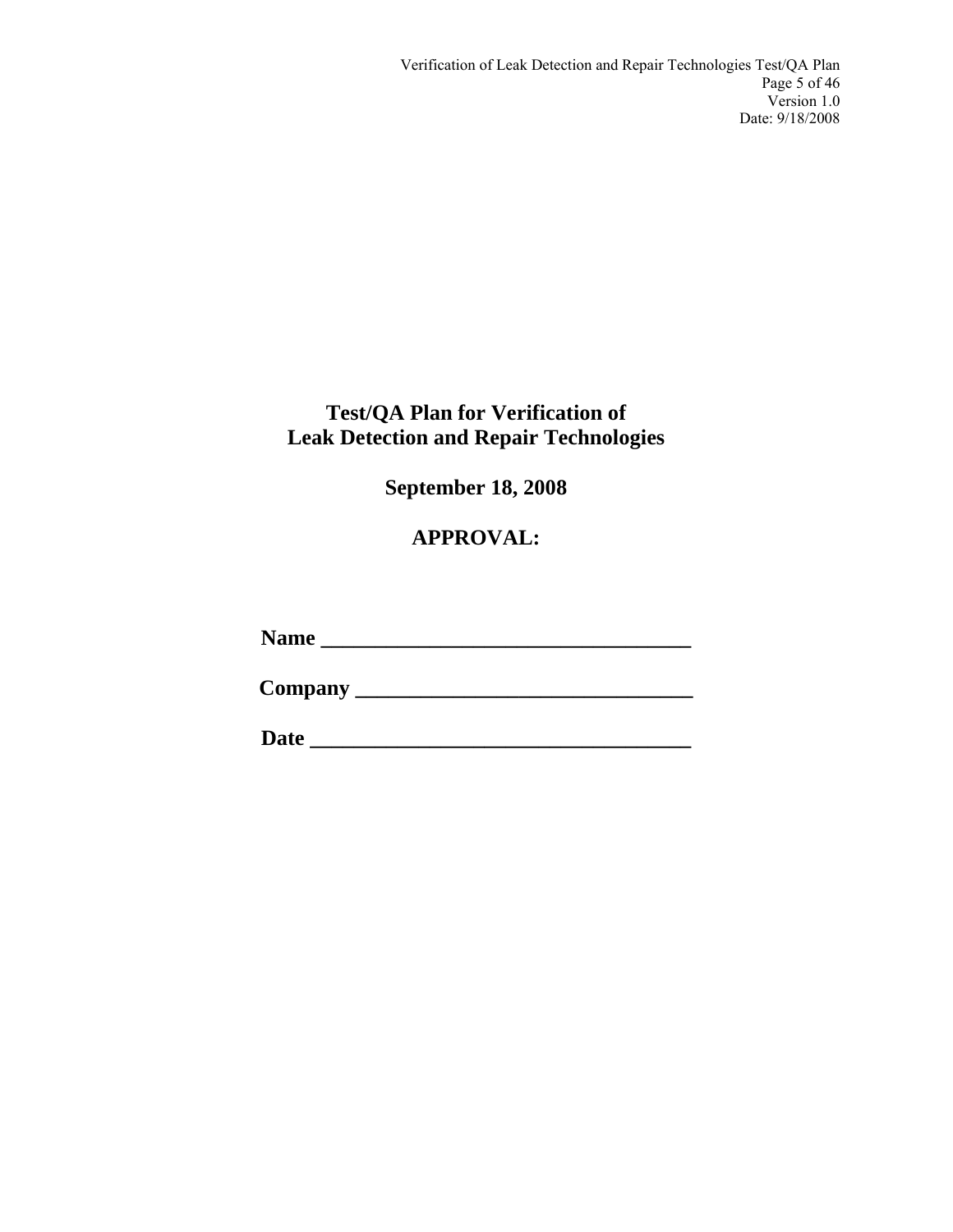# Test/QA Plan for Verification of Leak Detection and Repair Technologies

**September 18, 2008**

**APPROVAL:**

**Name ___________________________________**

**Company _______________________________**

**Date ___________________________________**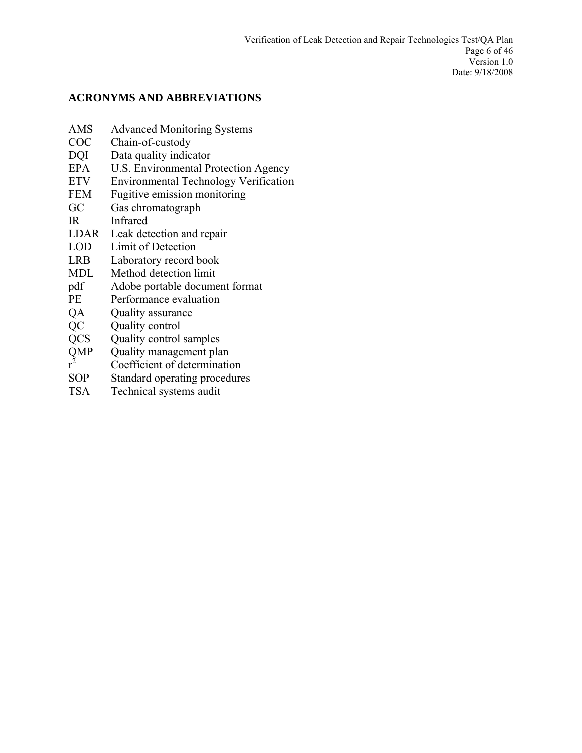## ACRONYMS AND ABBREVIATIONS

| | |
|---|---|
| AMS | Advanced Monitoring Systems |
| COC | Chain-of-custody |
| DQI | Data quality indicator |
| EPA | U.S. Environmental Protection Agency |
| ETV | Environmental Technology Verification |
| FEM | Fugitive emission monitoring |
| GC | Gas chromatograph |
| IR | Infrared |
| LDAR | Leak detection and repair |
| LOD | Limit of Detection |
| LRB | Laboratory record book |
| MDL | Method detection limit |
| pdf | Adobe portable document format |
| PE | Performance evaluation |
| QA | Quality assurance |
| QC | Quality control |
| QCS | Quality control samples |
| QMP | Quality management plan |
| $r^2$ | Coefficient of determination |
| SOP | Standard operating procedures |
| TSA | Technical systems audit |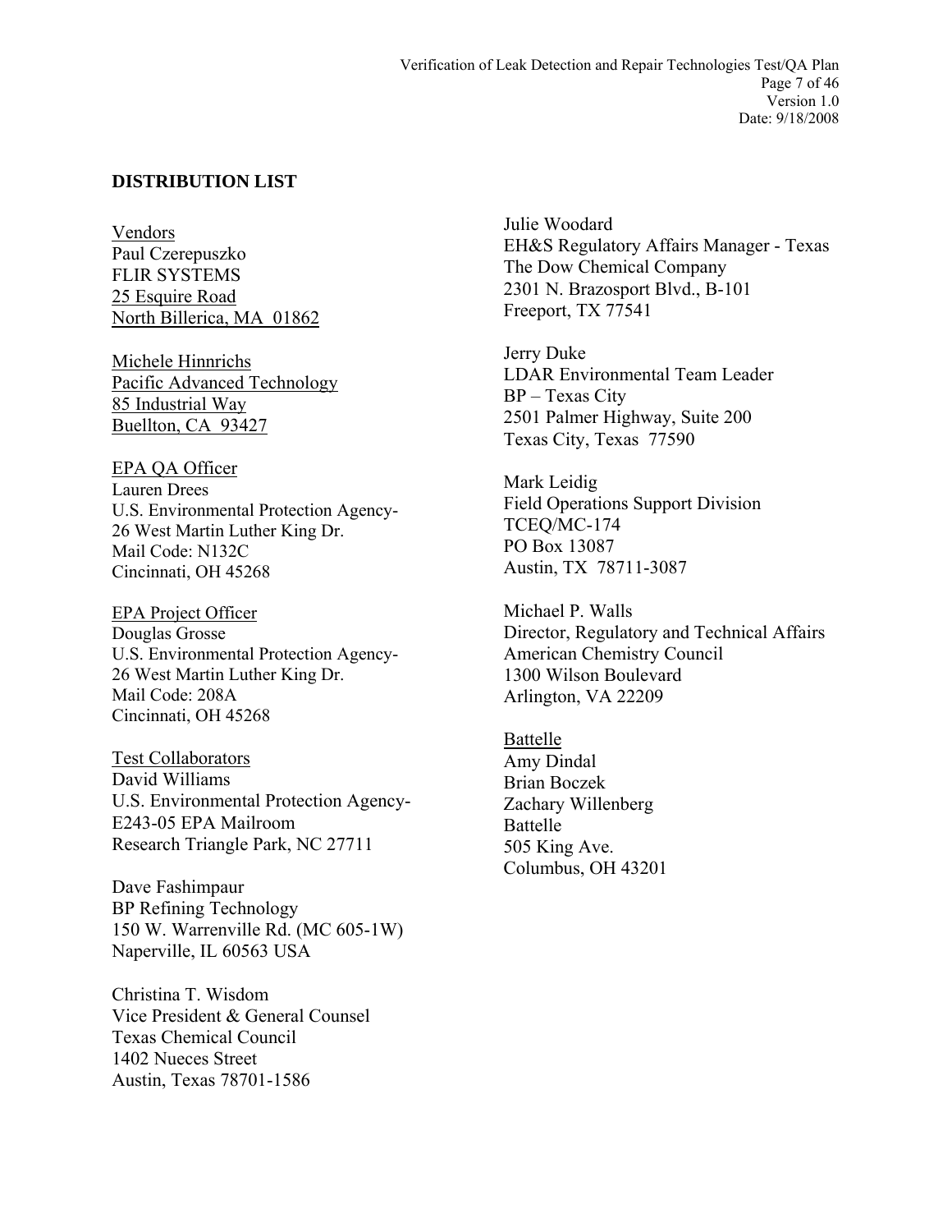## DISTRIBUTION LIST

Vendors
Paul Czerepuszko
FLIR SYSTEMS
25 Esquire Road
North Billerica, MA 01862

Michele Hinnrichs
Pacific Advanced Technology
85 Industrial Way
Buellton, CA 93427

EPA QA Officer
Lauren Drees
U.S. Environmental Protection Agency-
26 West Martin Luther King Dr.
Mail Code: N132C
Cincinnati, OH 45268

EPA Project Officer
Douglas Grosse
U.S. Environmental Protection Agency-
26 West Martin Luther King Dr.
Mail Code: 208A
Cincinnati, OH 45268

Test Collaborators
David Williams
U.S. Environmental Protection Agency-
E243-05 EPA Mailroom
Research Triangle Park, NC 27711

Dave Fashimpaur
BP Refining Technology
150 W. Warrenville Rd. (MC 605-1W)
Naperville, IL 60563 USA

Christina T. Wisdom
Vice President & General Counsel
Texas Chemical Council
1402 Nueces Street
Austin, Texas 78701-1586

Julie Woodard
EH&S Regulatory Affairs Manager - Texas
The Dow Chemical Company
2301 N. Brazosport Blvd., B-101
Freeport, TX 77541

Jerry Duke
LDAR Environmental Team Leader
BP – Texas City
2501 Palmer Highway, Suite 200
Texas City, Texas 77590

Mark Leidig
Field Operations Support Division
TCEQ/MC-174
PO Box 13087
Austin, TX 78711-3087

Michael P. Walls
Director, Regulatory and Technical Affairs
American Chemistry Council
1300 Wilson Boulevard
Arlington, VA 22209

Battelle
Amy Dindal
Brian Boczek
Zachary Willenberg
Battelle
505 King Ave.
Columbus, OH 43201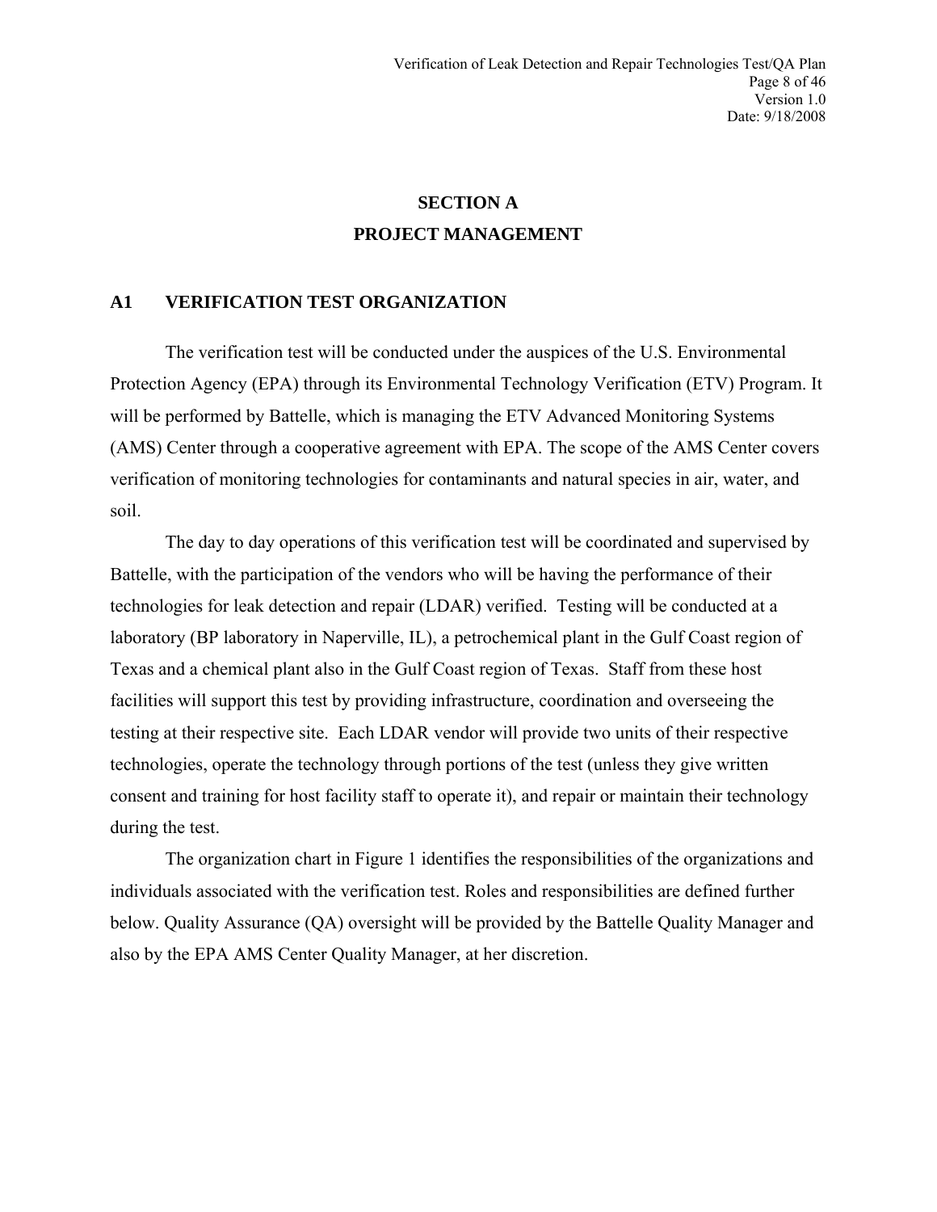# SECTION A
# PROJECT MANAGEMENT

## A1 VERIFICATION TEST ORGANIZATION

The verification test will be conducted under the auspices of the U.S. Environmental Protection Agency (EPA) through its Environmental Technology Verification (ETV) Program. It will be performed by Battelle, which is managing the ETV Advanced Monitoring Systems (AMS) Center through a cooperative agreement with EPA. The scope of the AMS Center covers verification of monitoring technologies for contaminants and natural species in air, water, and soil.

The day to day operations of this verification test will be coordinated and supervised by Battelle, with the participation of the vendors who will be having the performance of their technologies for leak detection and repair (LDAR) verified. Testing will be conducted at a laboratory (BP laboratory in Naperville, IL), a petrochemical plant in the Gulf Coast region of Texas and a chemical plant also in the Gulf Coast region of Texas. Staff from these host facilities will support this test by providing infrastructure, coordination and overseeing the testing at their respective site. Each LDAR vendor will provide two units of their respective technologies, operate the technology through portions of the test (unless they give written consent and training for host facility staff to operate it), and repair or maintain their technology during the test.

The organization chart in Figure 1 identifies the responsibilities of the organizations and individuals associated with the verification test. Roles and responsibilities are defined further below. Quality Assurance (QA) oversight will be provided by the Battelle Quality Manager and also by the EPA AMS Center Quality Manager, at her discretion.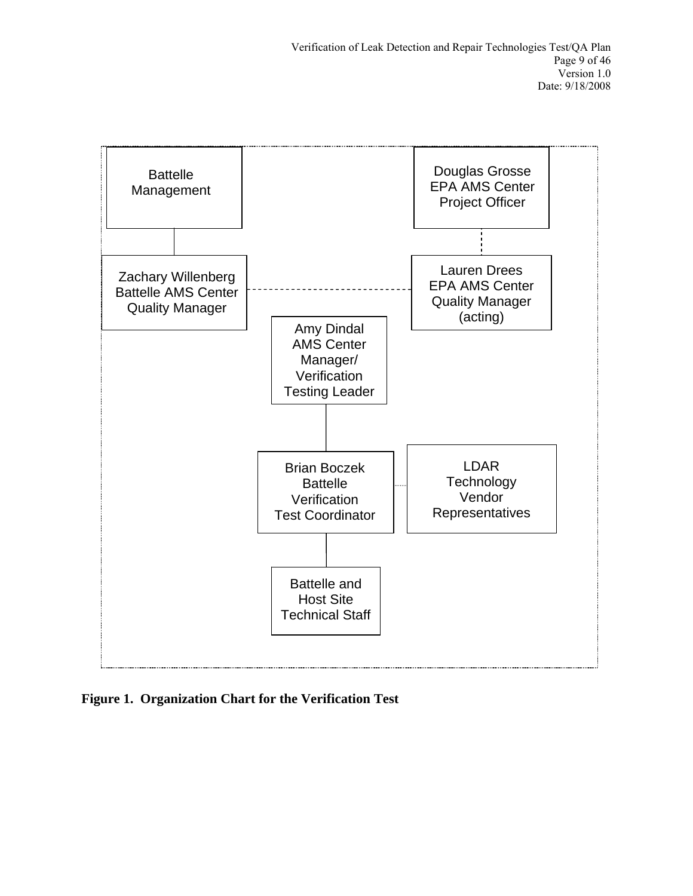Battelle Management

Douglas Grosse
EPA AMS Center
Project Officer

Zachary Willenberg
Battelle AMS Center
Quality Manager

Lauren Drees
EPA AMS Center
Quality Manager
(acting)

Amy Dindal
AMS Center
Manager/
Verification
Testing Leader

Brian Boczek
Battelle
Verification
Test Coordinator

LDAR
Technology
Vendor
Representatives

Battelle and
Host Site
Technical Staff

**Figure 1. Organization Chart for the Verification Test**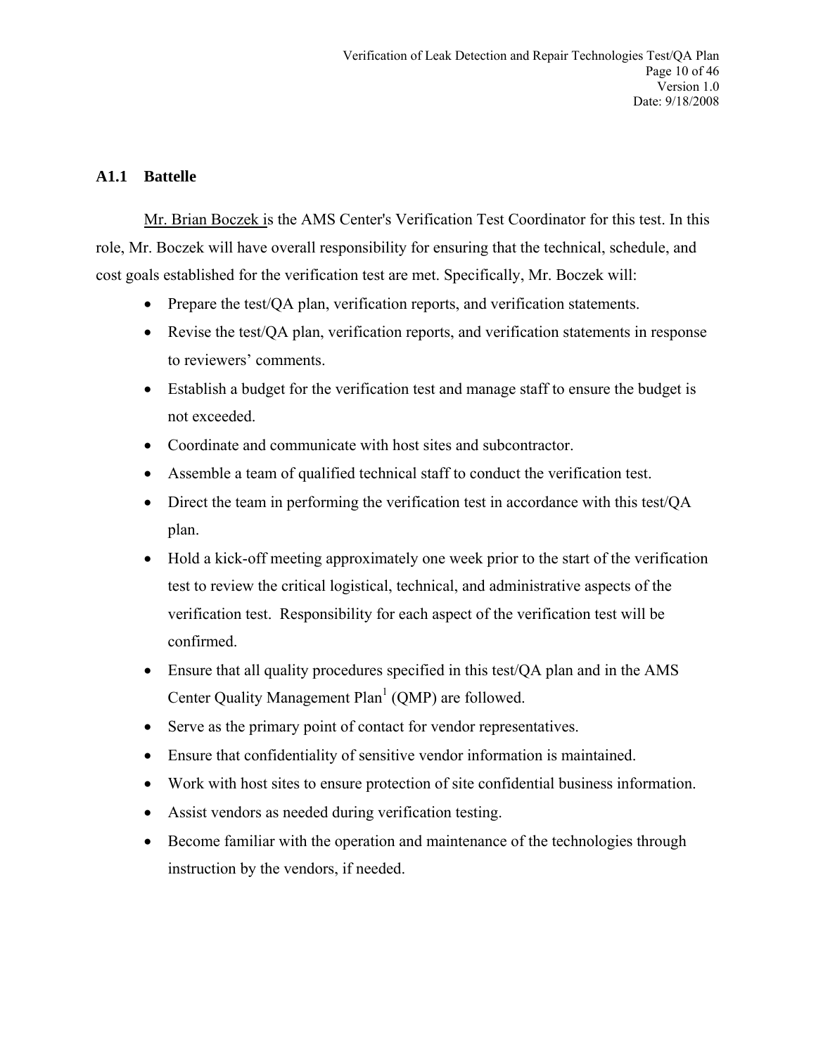### A1.1 Battelle

Mr. Brian Boczek is the AMS Center's Verification Test Coordinator for this test. In this role, Mr. Boczek will have overall responsibility for ensuring that the technical, schedule, and cost goals established for the verification test are met. Specifically, Mr. Boczek will:

- Prepare the test/QA plan, verification reports, and verification statements.
- Revise the test/QA plan, verification reports, and verification statements in response to reviewers' comments.
- Establish a budget for the verification test and manage staff to ensure the budget is not exceeded.
- Coordinate and communicate with host sites and subcontractor.
- Assemble a team of qualified technical staff to conduct the verification test.
- Direct the team in performing the verification test in accordance with this test/QA plan.
- Hold a kick-off meeting approximately one week prior to the start of the verification test to review the critical logistical, technical, and administrative aspects of the verification test. Responsibility for each aspect of the verification test will be confirmed.
- Ensure that all quality procedures specified in this test/QA plan and in the AMS Center Quality Management Plan[1] (QMP) are followed.
- Serve as the primary point of contact for vendor representatives.
- Ensure that confidentiality of sensitive vendor information is maintained.
- Work with host sites to ensure protection of site confidential business information.
- Assist vendors as needed during verification testing.
- Become familiar with the operation and maintenance of the technologies through instruction by the vendors, if needed.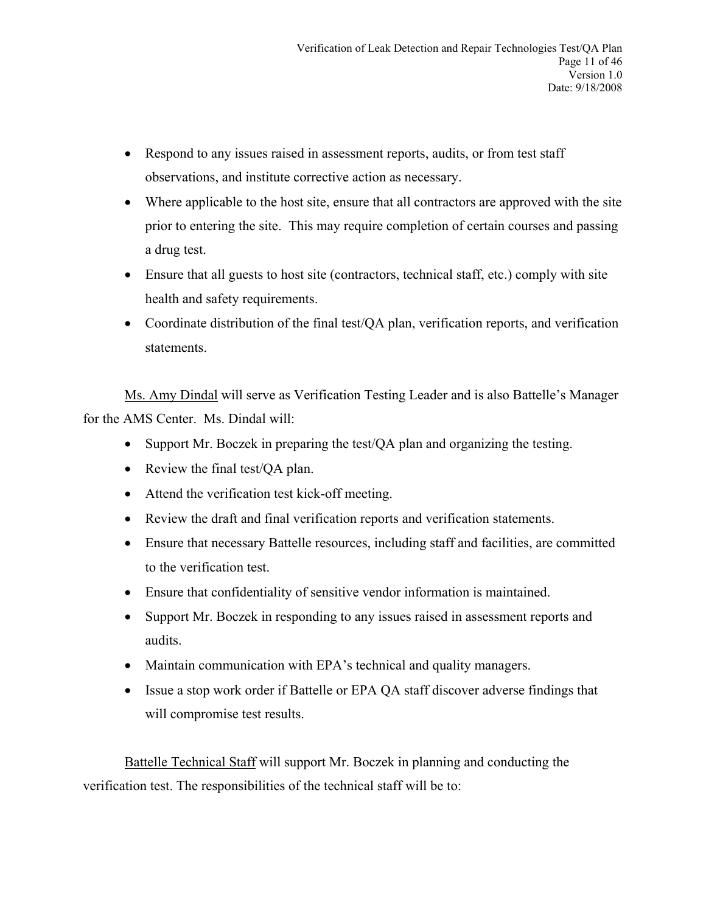- Respond to any issues raised in assessment reports, audits, or from test staff observations, and institute corrective action as necessary.
- Where applicable to the host site, ensure that all contractors are approved with the site prior to entering the site. This may require completion of certain courses and passing a drug test.
- Ensure that all guests to host site (contractors, technical staff, etc.) comply with site health and safety requirements.
- Coordinate distribution of the final test/QA plan, verification reports, and verification statements.

Ms. Amy Dindal will serve as Verification Testing Leader and is also Battelle's Manager for the AMS Center. Ms. Dindal will:

- Support Mr. Boczek in preparing the test/QA plan and organizing the testing.
- Review the final test/QA plan.
- Attend the verification test kick-off meeting.
- Review the draft and final verification reports and verification statements.
- Ensure that necessary Battelle resources, including staff and facilities, are committed to the verification test.
- Ensure that confidentiality of sensitive vendor information is maintained.
- Support Mr. Boczek in responding to any issues raised in assessment reports and audits.
- Maintain communication with EPA's technical and quality managers.
- Issue a stop work order if Battelle or EPA QA staff discover adverse findings that will compromise test results.

Battelle Technical Staff will support Mr. Boczek in planning and conducting the verification test. The responsibilities of the technical staff will be to: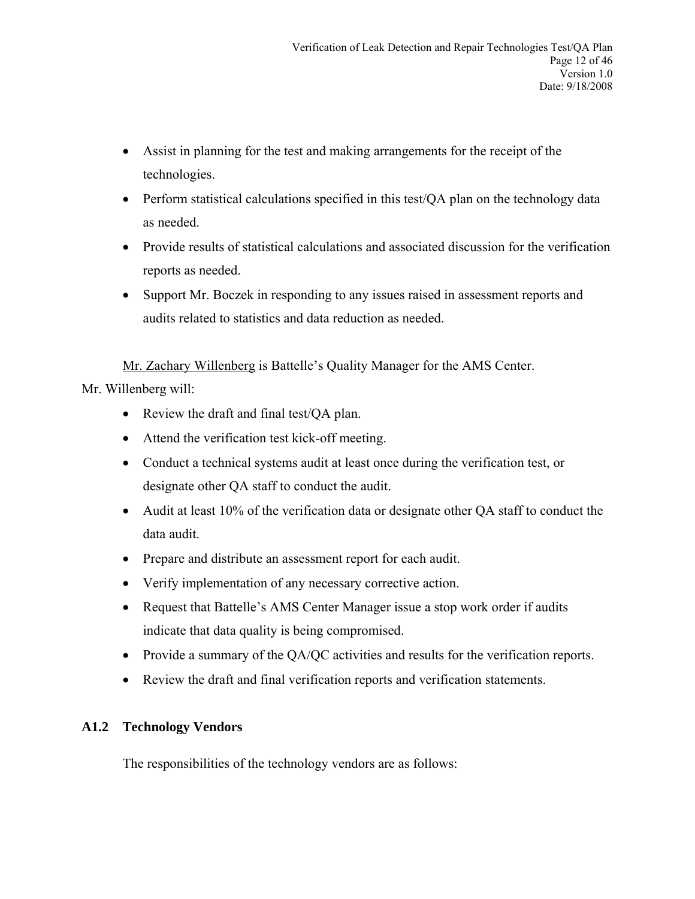- Assist in planning for the test and making arrangements for the receipt of the technologies.
- Perform statistical calculations specified in this test/QA plan on the technology data as needed.
- Provide results of statistical calculations and associated discussion for the verification reports as needed.
- Support Mr. Boczek in responding to any issues raised in assessment reports and audits related to statistics and data reduction as needed.

Mr. Zachary Willenberg is Battelle's Quality Manager for the AMS Center. Mr. Willenberg will:

- Review the draft and final test/QA plan.
- Attend the verification test kick-off meeting.
- Conduct a technical systems audit at least once during the verification test, or designate other QA staff to conduct the audit.
- Audit at least 10% of the verification data or designate other QA staff to conduct the data audit.
- Prepare and distribute an assessment report for each audit.
- Verify implementation of any necessary corrective action.
- Request that Battelle's AMS Center Manager issue a stop work order if audits indicate that data quality is being compromised.
- Provide a summary of the QA/QC activities and results for the verification reports.
- Review the draft and final verification reports and verification statements.

### A1.2 Technology Vendors

The responsibilities of the technology vendors are as follows: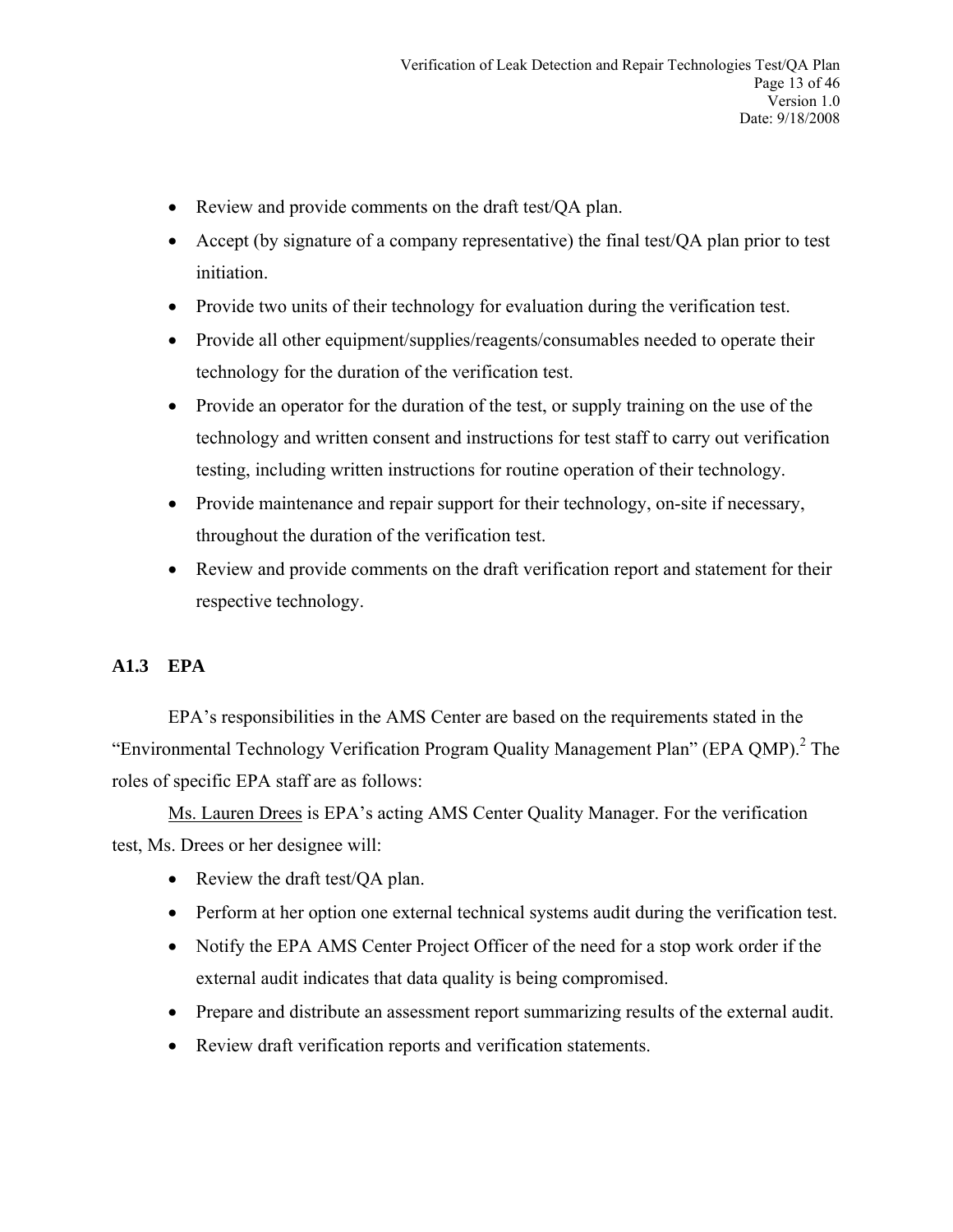- Review and provide comments on the draft test/QA plan.
- Accept (by signature of a company representative) the final test/QA plan prior to test initiation.
- Provide two units of their technology for evaluation during the verification test.
- Provide all other equipment/supplies/reagents/consumables needed to operate their technology for the duration of the verification test.
- Provide an operator for the duration of the test, or supply training on the use of the technology and written consent and instructions for test staff to carry out verification testing, including written instructions for routine operation of their technology.
- Provide maintenance and repair support for their technology, on-site if necessary, throughout the duration of the verification test.
- Review and provide comments on the draft verification report and statement for their respective technology.

### A1.3 EPA

EPA's responsibilities in the AMS Center are based on the requirements stated in the "Environmental Technology Verification Program Quality Management Plan" (EPA QMP).[2] The roles of specific EPA staff are as follows:

<u>Ms. Lauren Drees</u> is EPA's acting AMS Center Quality Manager. For the verification test, Ms. Drees or her designee will:

- Review the draft test/QA plan.
- Perform at her option one external technical systems audit during the verification test.
- Notify the EPA AMS Center Project Officer of the need for a stop work order if the external audit indicates that data quality is being compromised.
- Prepare and distribute an assessment report summarizing results of the external audit.
- Review draft verification reports and verification statements.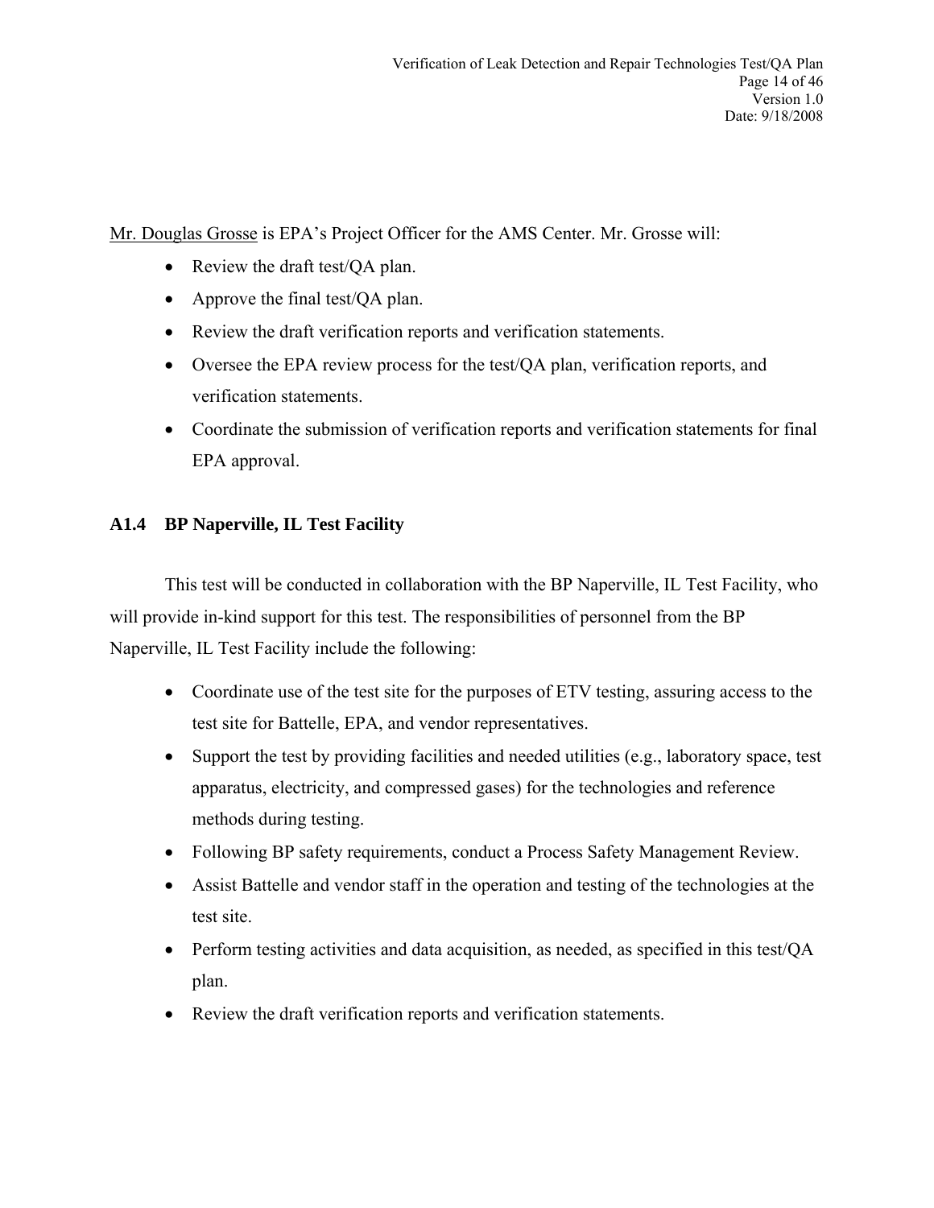Mr. Douglas Grosse is EPA's Project Officer for the AMS Center. Mr. Grosse will:

- Review the draft test/QA plan.
- Approve the final test/QA plan.
- Review the draft verification reports and verification statements.
- Oversee the EPA review process for the test/QA plan, verification reports, and verification statements.
- Coordinate the submission of verification reports and verification statements for final EPA approval.

### A1.4 BP Naperville, IL Test Facility

This test will be conducted in collaboration with the BP Naperville, IL Test Facility, who will provide in-kind support for this test. The responsibilities of personnel from the BP Naperville, IL Test Facility include the following:

- Coordinate use of the test site for the purposes of ETV testing, assuring access to the test site for Battelle, EPA, and vendor representatives.
- Support the test by providing facilities and needed utilities (e.g., laboratory space, test apparatus, electricity, and compressed gases) for the technologies and reference methods during testing.
- Following BP safety requirements, conduct a Process Safety Management Review.
- Assist Battelle and vendor staff in the operation and testing of the technologies at the test site.
- Perform testing activities and data acquisition, as needed, as specified in this test/QA plan.
- Review the draft verification reports and verification statements.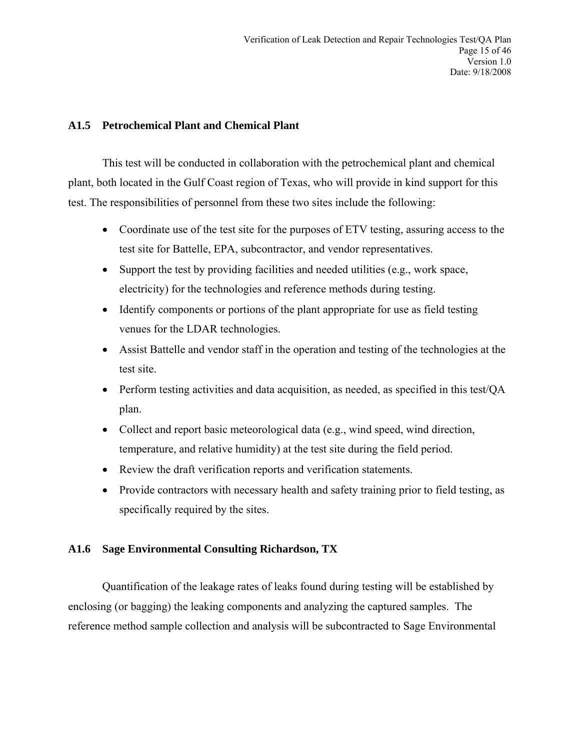### A1.5 Petrochemical Plant and Chemical Plant

This test will be conducted in collaboration with the petrochemical plant and chemical plant, both located in the Gulf Coast region of Texas, who will provide in kind support for this test. The responsibilities of personnel from these two sites include the following:

- Coordinate use of the test site for the purposes of ETV testing, assuring access to the test site for Battelle, EPA, subcontractor, and vendor representatives.
- Support the test by providing facilities and needed utilities (e.g., work space, electricity) for the technologies and reference methods during testing.
- Identify components or portions of the plant appropriate for use as field testing venues for the LDAR technologies.
- Assist Battelle and vendor staff in the operation and testing of the technologies at the test site.
- Perform testing activities and data acquisition, as needed, as specified in this test/QA plan.
- Collect and report basic meteorological data (e.g., wind speed, wind direction, temperature, and relative humidity) at the test site during the field period.
- Review the draft verification reports and verification statements.
- Provide contractors with necessary health and safety training prior to field testing, as specifically required by the sites.

### A1.6 Sage Environmental Consulting Richardson, TX

Quantification of the leakage rates of leaks found during testing will be established by enclosing (or bagging) the leaking components and analyzing the captured samples. The reference method sample collection and analysis will be subcontracted to Sage Environmental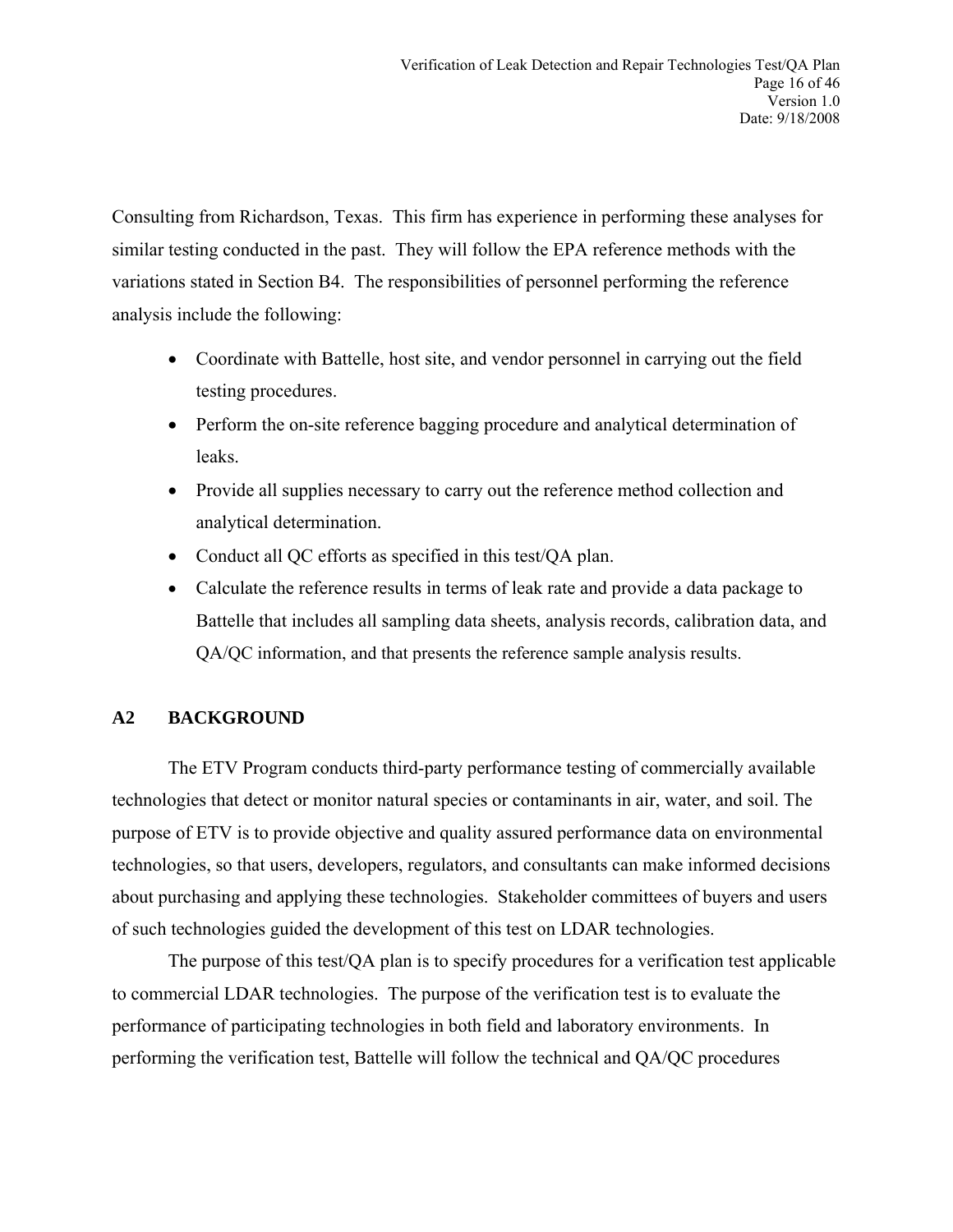Consulting from Richardson, Texas. This firm has experience in performing these analyses for similar testing conducted in the past. They will follow the EPA reference methods with the variations stated in Section B4. The responsibilities of personnel performing the reference analysis include the following:

- Coordinate with Battelle, host site, and vendor personnel in carrying out the field testing procedures.
- Perform the on-site reference bagging procedure and analytical determination of leaks.
- Provide all supplies necessary to carry out the reference method collection and analytical determination.
- Conduct all QC efforts as specified in this test/QA plan.
- Calculate the reference results in terms of leak rate and provide a data package to Battelle that includes all sampling data sheets, analysis records, calibration data, and QA/QC information, and that presents the reference sample analysis results.

## A2 BACKGROUND

The ETV Program conducts third-party performance testing of commercially available technologies that detect or monitor natural species or contaminants in air, water, and soil. The purpose of ETV is to provide objective and quality assured performance data on environmental technologies, so that users, developers, regulators, and consultants can make informed decisions about purchasing and applying these technologies. Stakeholder committees of buyers and users of such technologies guided the development of this test on LDAR technologies.

The purpose of this test/QA plan is to specify procedures for a verification test applicable to commercial LDAR technologies. The purpose of the verification test is to evaluate the performance of participating technologies in both field and laboratory environments. In performing the verification test, Battelle will follow the technical and QA/QC procedures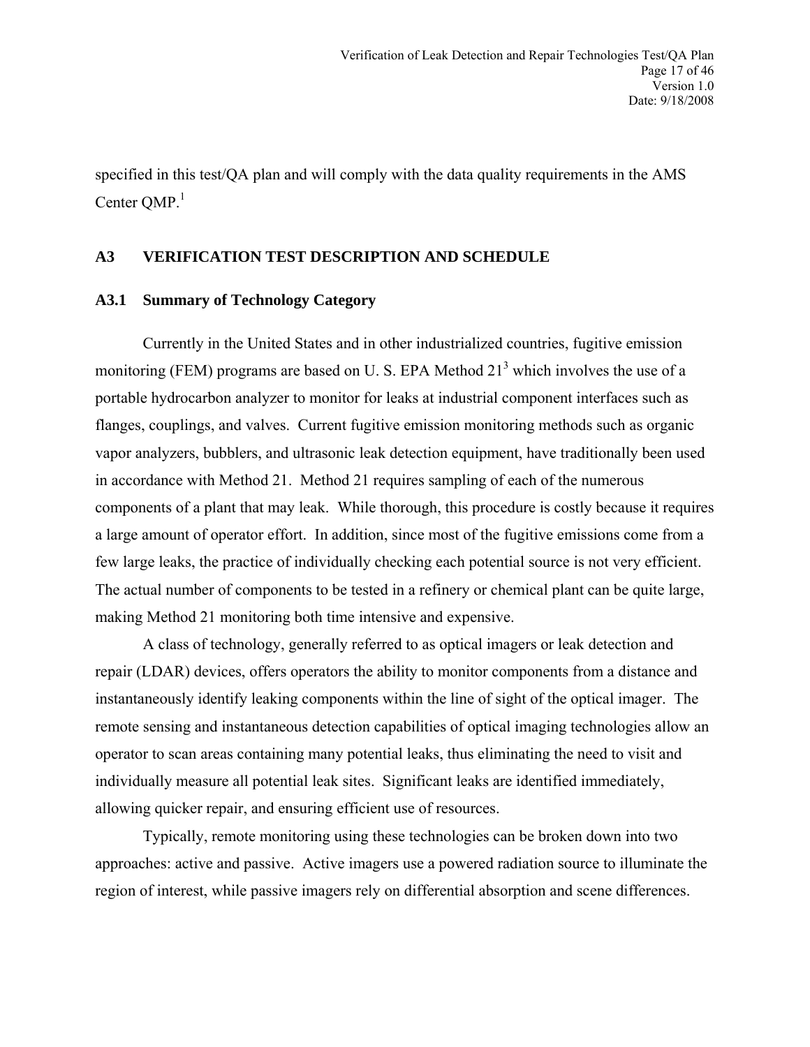specified in this test/QA plan and will comply with the data quality requirements in the AMS Center QMP.[1]

## A3 VERIFICATION TEST DESCRIPTION AND SCHEDULE

### A3.1 Summary of Technology Category

Currently in the United States and in other industrialized countries, fugitive emission monitoring (FEM) programs are based on U. S. EPA Method 21[3] which involves the use of a portable hydrocarbon analyzer to monitor for leaks at industrial component interfaces such as flanges, couplings, and valves. Current fugitive emission monitoring methods such as organic vapor analyzers, bubblers, and ultrasonic leak detection equipment, have traditionally been used in accordance with Method 21. Method 21 requires sampling of each of the numerous components of a plant that may leak. While thorough, this procedure is costly because it requires a large amount of operator effort. In addition, since most of the fugitive emissions come from a few large leaks, the practice of individually checking each potential source is not very efficient. The actual number of components to be tested in a refinery or chemical plant can be quite large, making Method 21 monitoring both time intensive and expensive.

A class of technology, generally referred to as optical imagers or leak detection and repair (LDAR) devices, offers operators the ability to monitor components from a distance and instantaneously identify leaking components within the line of sight of the optical imager. The remote sensing and instantaneous detection capabilities of optical imaging technologies allow an operator to scan areas containing many potential leaks, thus eliminating the need to visit and individually measure all potential leak sites. Significant leaks are identified immediately, allowing quicker repair, and ensuring efficient use of resources.

Typically, remote monitoring using these technologies can be broken down into two approaches: active and passive. Active imagers use a powered radiation source to illuminate the region of interest, while passive imagers rely on differential absorption and scene differences.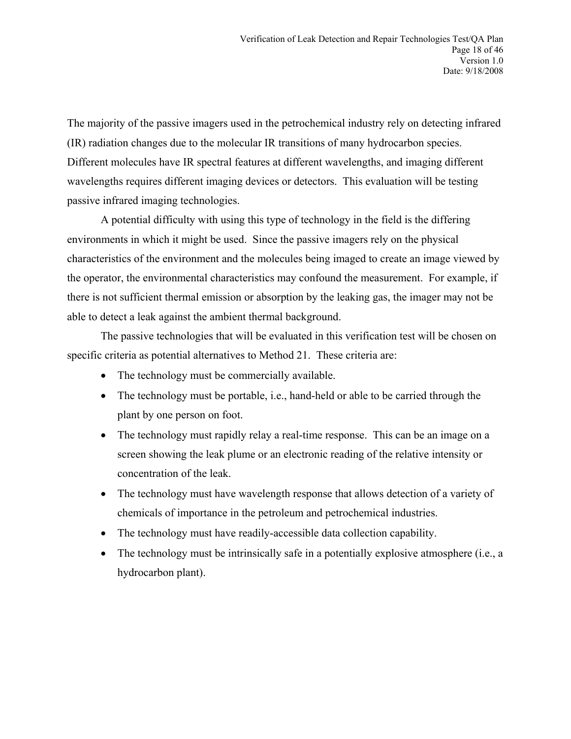The majority of the passive imagers used in the petrochemical industry rely on detecting infrared (IR) radiation changes due to the molecular IR transitions of many hydrocarbon species. Different molecules have IR spectral features at different wavelengths, and imaging different wavelengths requires different imaging devices or detectors. This evaluation will be testing passive infrared imaging technologies.

A potential difficulty with using this type of technology in the field is the differing environments in which it might be used. Since the passive imagers rely on the physical characteristics of the environment and the molecules being imaged to create an image viewed by the operator, the environmental characteristics may confound the measurement. For example, if there is not sufficient thermal emission or absorption by the leaking gas, the imager may not be able to detect a leak against the ambient thermal background.

The passive technologies that will be evaluated in this verification test will be chosen on specific criteria as potential alternatives to Method 21. These criteria are:

- The technology must be commercially available.
- The technology must be portable, i.e., hand-held or able to be carried through the plant by one person on foot.
- The technology must rapidly relay a real-time response. This can be an image on a screen showing the leak plume or an electronic reading of the relative intensity or concentration of the leak.
- The technology must have wavelength response that allows detection of a variety of chemicals of importance in the petroleum and petrochemical industries.
- The technology must have readily-accessible data collection capability.
- The technology must be intrinsically safe in a potentially explosive atmosphere (i.e., a hydrocarbon plant).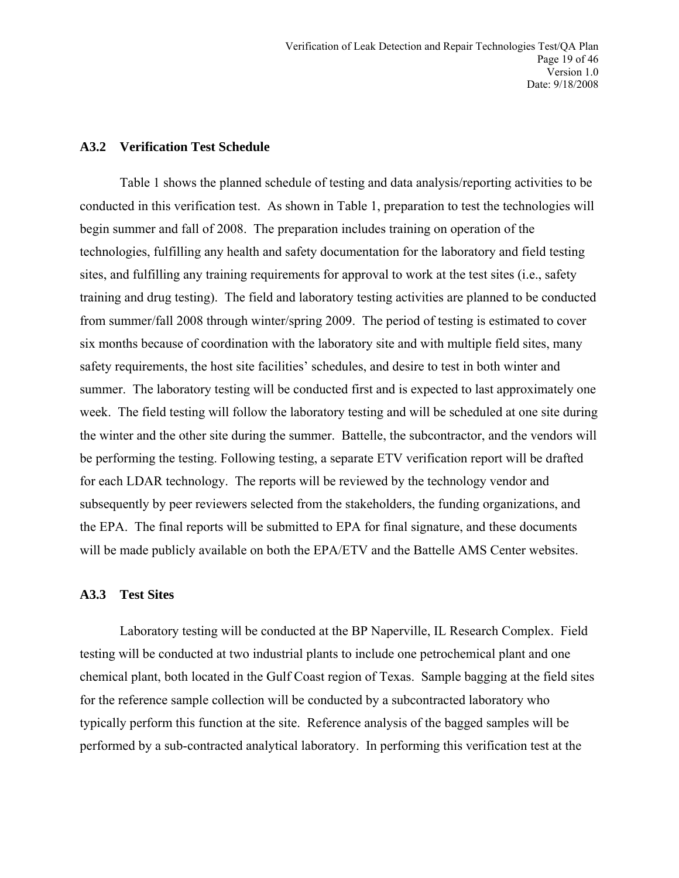### A3.2 Verification Test Schedule

Table 1 shows the planned schedule of testing and data analysis/reporting activities to be conducted in this verification test. As shown in Table 1, preparation to test the technologies will begin summer and fall of 2008. The preparation includes training on operation of the technologies, fulfilling any health and safety documentation for the laboratory and field testing sites, and fulfilling any training requirements for approval to work at the test sites (i.e., safety training and drug testing). The field and laboratory testing activities are planned to be conducted from summer/fall 2008 through winter/spring 2009. The period of testing is estimated to cover six months because of coordination with the laboratory site and with multiple field sites, many safety requirements, the host site facilities' schedules, and desire to test in both winter and summer. The laboratory testing will be conducted first and is expected to last approximately one week. The field testing will follow the laboratory testing and will be scheduled at one site during the winter and the other site during the summer. Battelle, the subcontractor, and the vendors will be performing the testing. Following testing, a separate ETV verification report will be drafted for each LDAR technology. The reports will be reviewed by the technology vendor and subsequently by peer reviewers selected from the stakeholders, the funding organizations, and the EPA. The final reports will be submitted to EPA for final signature, and these documents will be made publicly available on both the EPA/ETV and the Battelle AMS Center websites.

### A3.3 Test Sites

Laboratory testing will be conducted at the BP Naperville, IL Research Complex. Field testing will be conducted at two industrial plants to include one petrochemical plant and one chemical plant, both located in the Gulf Coast region of Texas. Sample bagging at the field sites for the reference sample collection will be conducted by a subcontracted laboratory who typically perform this function at the site. Reference analysis of the bagged samples will be performed by a sub-contracted analytical laboratory. In performing this verification test at the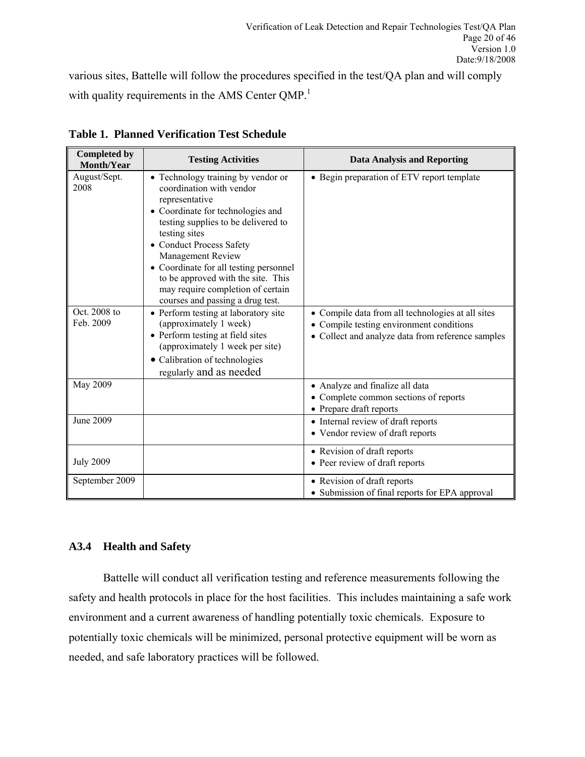various sites, Battelle will follow the procedures specified in the test/QA plan and will comply with quality requirements in the AMS Center QMP.[1]

**Table 1. Planned Verification Test Schedule**

| Completed by Month/Year | Testing Activities | Data Analysis and Reporting |
|---|---|---|
| August/Sept. 2008 | • Technology training by vendor or coordination with vendor representative<br>• Coordinate for technologies and testing supplies to be delivered to testing sites<br>• Conduct Process Safety Management Review<br>• Coordinate for all testing personnel to be approved with the site. This may require completion of certain courses and passing a drug test. | • Begin preparation of ETV report template |
| Oct. 2008 to Feb. 2009 | • Perform testing at laboratory site (approximately 1 week)<br>• Perform testing at field sites (approximately 1 week per site)<br>• Calibration of technologies regularly and as needed | • Compile data from all technologies at all sites<br>• Compile testing environment conditions<br>• Collect and analyze data from reference samples |
| May 2009 | | • Analyze and finalize all data<br>• Complete common sections of reports<br>• Prepare draft reports |
| June 2009 | | • Internal review of draft reports<br>• Vendor review of draft reports |
| July 2009 | | • Revision of draft reports<br>• Peer review of draft reports |
| September 2009 | | • Revision of draft reports<br>• Submission of final reports for EPA approval |

### A3.4 Health and Safety

Battelle will conduct all verification testing and reference measurements following the safety and health protocols in place for the host facilities. This includes maintaining a safe work environment and a current awareness of handling potentially toxic chemicals. Exposure to potentially toxic chemicals will be minimized, personal protective equipment will be worn as needed, and safe laboratory practices will be followed.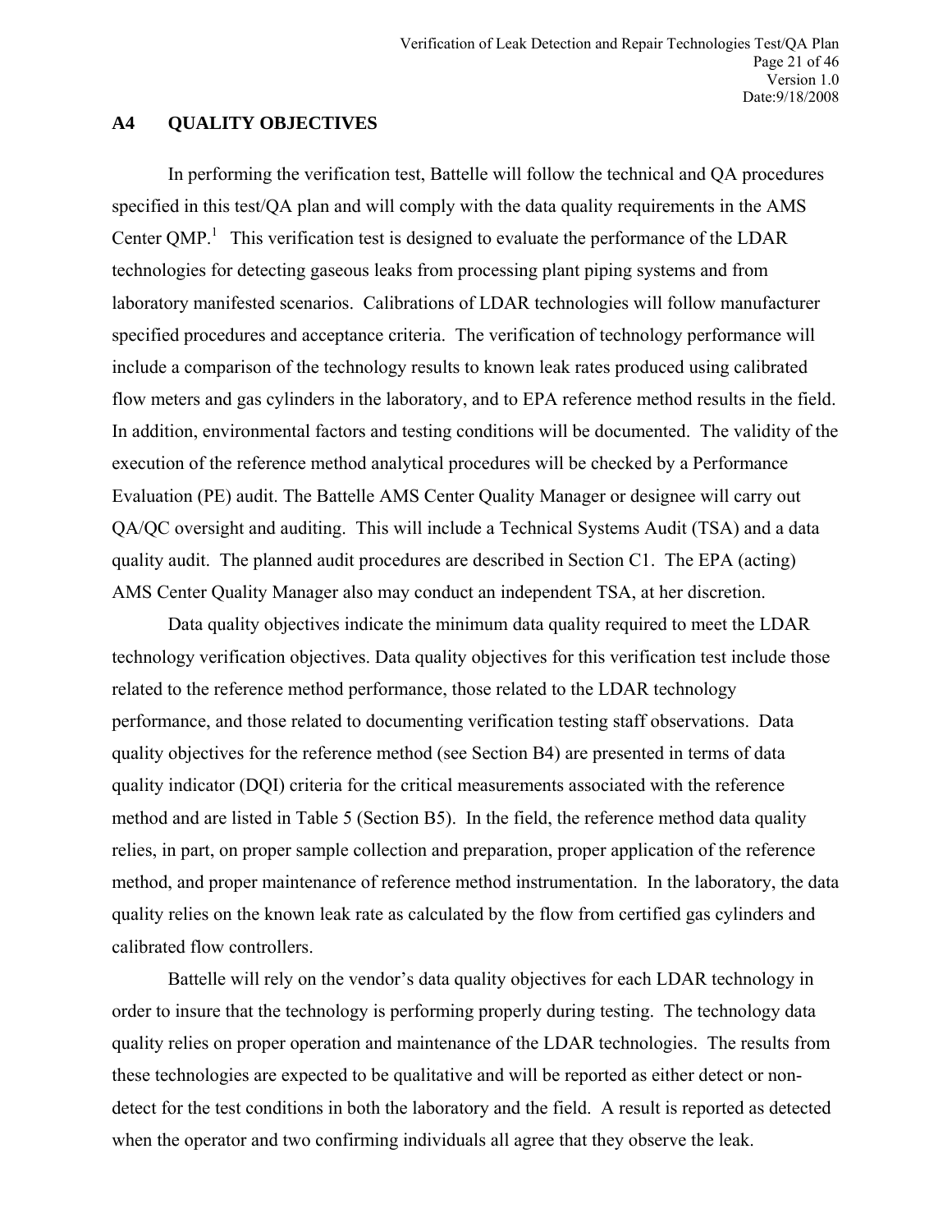## A4 QUALITY OBJECTIVES

In performing the verification test, Battelle will follow the technical and QA procedures specified in this test/QA plan and will comply with the data quality requirements in the AMS Center QMP.[1] This verification test is designed to evaluate the performance of the LDAR technologies for detecting gaseous leaks from processing plant piping systems and from laboratory manifested scenarios. Calibrations of LDAR technologies will follow manufacturer specified procedures and acceptance criteria. The verification of technology performance will include a comparison of the technology results to known leak rates produced using calibrated flow meters and gas cylinders in the laboratory, and to EPA reference method results in the field. In addition, environmental factors and testing conditions will be documented. The validity of the execution of the reference method analytical procedures will be checked by a Performance Evaluation (PE) audit. The Battelle AMS Center Quality Manager or designee will carry out QA/QC oversight and auditing. This will include a Technical Systems Audit (TSA) and a data quality audit. The planned audit procedures are described in Section C1. The EPA (acting) AMS Center Quality Manager also may conduct an independent TSA, at her discretion.

Data quality objectives indicate the minimum data quality required to meet the LDAR technology verification objectives. Data quality objectives for this verification test include those related to the reference method performance, those related to the LDAR technology performance, and those related to documenting verification testing staff observations. Data quality objectives for the reference method (see Section B4) are presented in terms of data quality indicator (DQI) criteria for the critical measurements associated with the reference method and are listed in Table 5 (Section B5). In the field, the reference method data quality relies, in part, on proper sample collection and preparation, proper application of the reference method, and proper maintenance of reference method instrumentation. In the laboratory, the data quality relies on the known leak rate as calculated by the flow from certified gas cylinders and calibrated flow controllers.

Battelle will rely on the vendor's data quality objectives for each LDAR technology in order to insure that the technology is performing properly during testing. The technology data quality relies on proper operation and maintenance of the LDAR technologies. The results from these technologies are expected to be qualitative and will be reported as either detect or non-detect for the test conditions in both the laboratory and the field. A result is reported as detected when the operator and two confirming individuals all agree that they observe the leak.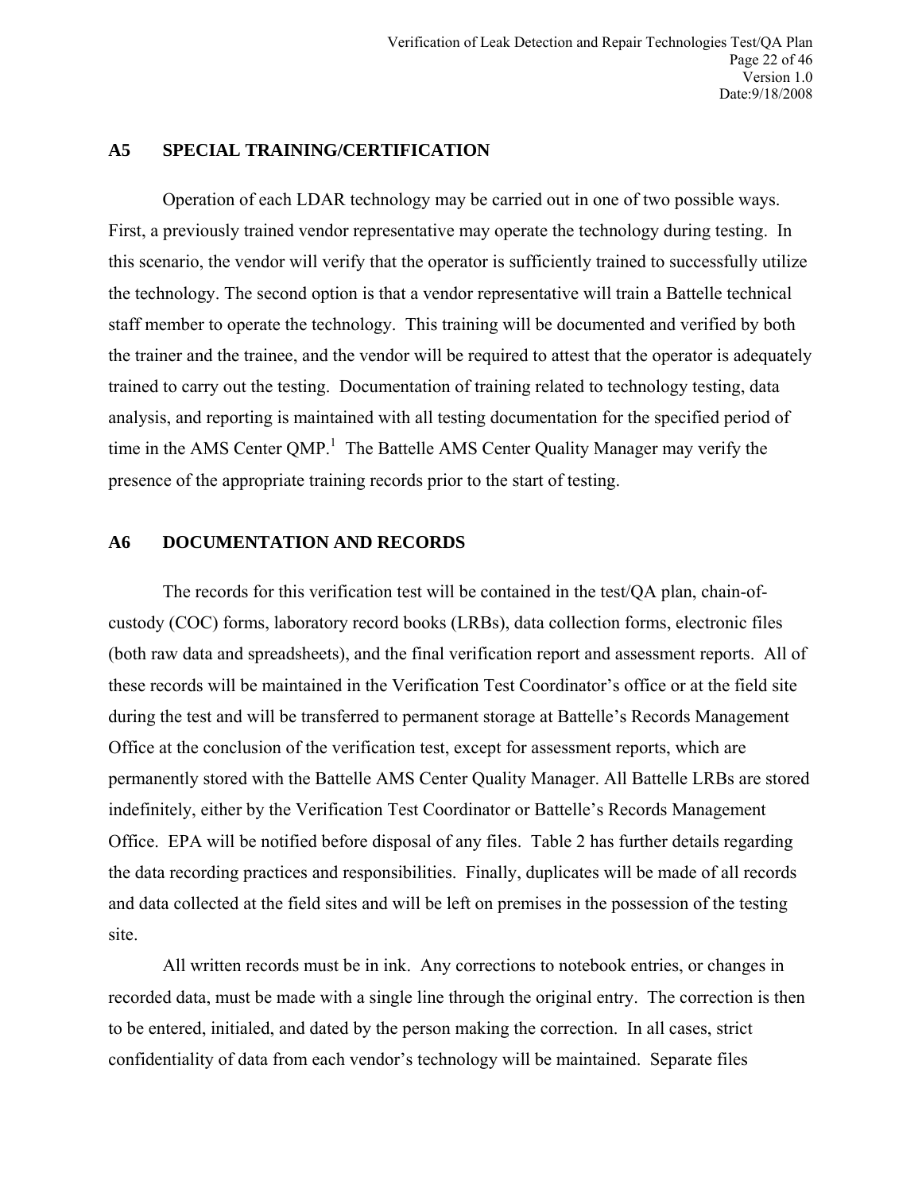## A5 SPECIAL TRAINING/CERTIFICATION

Operation of each LDAR technology may be carried out in one of two possible ways. First, a previously trained vendor representative may operate the technology during testing. In this scenario, the vendor will verify that the operator is sufficiently trained to successfully utilize the technology. The second option is that a vendor representative will train a Battelle technical staff member to operate the technology. This training will be documented and verified by both the trainer and the trainee, and the vendor will be required to attest that the operator is adequately trained to carry out the testing. Documentation of training related to technology testing, data analysis, and reporting is maintained with all testing documentation for the specified period of time in the AMS Center QMP.[1] The Battelle AMS Center Quality Manager may verify the presence of the appropriate training records prior to the start of testing.

## A6 DOCUMENTATION AND RECORDS

The records for this verification test will be contained in the test/QA plan, chain-of-custody (COC) forms, laboratory record books (LRBs), data collection forms, electronic files (both raw data and spreadsheets), and the final verification report and assessment reports. All of these records will be maintained in the Verification Test Coordinator's office or at the field site during the test and will be transferred to permanent storage at Battelle's Records Management Office at the conclusion of the verification test, except for assessment reports, which are permanently stored with the Battelle AMS Center Quality Manager. All Battelle LRBs are stored indefinitely, either by the Verification Test Coordinator or Battelle's Records Management Office. EPA will be notified before disposal of any files. Table 2 has further details regarding the data recording practices and responsibilities. Finally, duplicates will be made of all records and data collected at the field sites and will be left on premises in the possession of the testing site.

All written records must be in ink. Any corrections to notebook entries, or changes in recorded data, must be made with a single line through the original entry. The correction is then to be entered, initialed, and dated by the person making the correction. In all cases, strict confidentiality of data from each vendor's technology will be maintained. Separate files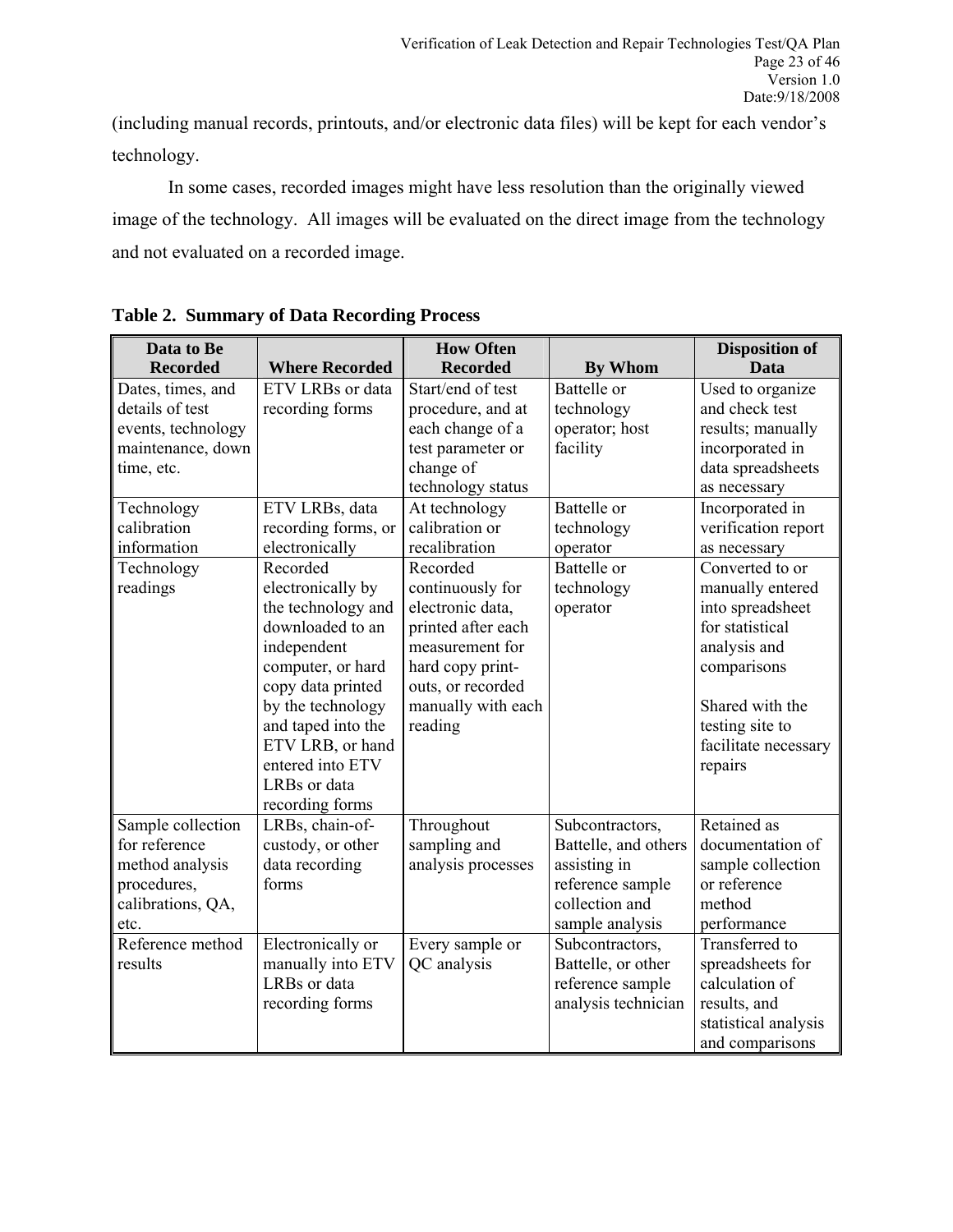(including manual records, printouts, and/or electronic data files) will be kept for each vendor's technology.

In some cases, recorded images might have less resolution than the originally viewed image of the technology. All images will be evaluated on the direct image from the technology and not evaluated on a recorded image.

**Table 2. Summary of Data Recording Process**

| Data to Be Recorded | Where Recorded | How Often Recorded | By Whom | Disposition of Data |
|---|---|---|---|---|
| Dates, times, and details of test events, technology maintenance, down time, etc. | ETV LRBs or data recording forms | Start/end of test procedure, and at each change of a test parameter or change of technology status | Battelle or technology operator; host facility | Used to organize and check test results; manually incorporated in data spreadsheets as necessary |
| Technology calibration information | ETV LRBs, data recording forms, or electronically | At technology calibration or recalibration | Battelle or technology operator | Incorporated in verification report as necessary |
| Technology readings | Recorded electronically by the technology and downloaded to an independent computer, or hard copy data printed by the technology and taped into the ETV LRB, or hand entered into ETV LRBs or data recording forms | Recorded continuously for electronic data, printed after each measurement for hard copy print-outs, or recorded manually with each reading | Battelle or technology operator | Converted to or manually entered into spreadsheet for statistical analysis and comparisons<br><br>Shared with the testing site to facilitate necessary repairs |
| Sample collection for reference method analysis procedures, calibrations, QA, etc. | LRBs, chain-of-custody, or other data recording forms | Throughout sampling and analysis processes | Subcontractors, Battelle, and others assisting in reference sample collection and sample analysis | Retained as documentation of sample collection or reference method performance |
| Reference method results | Electronically or manually into ETV LRBs or data recording forms | Every sample or QC analysis | Subcontractors, Battelle, or other reference sample analysis technician | Transferred to spreadsheets for calculation of results, and statistical analysis and comparisons |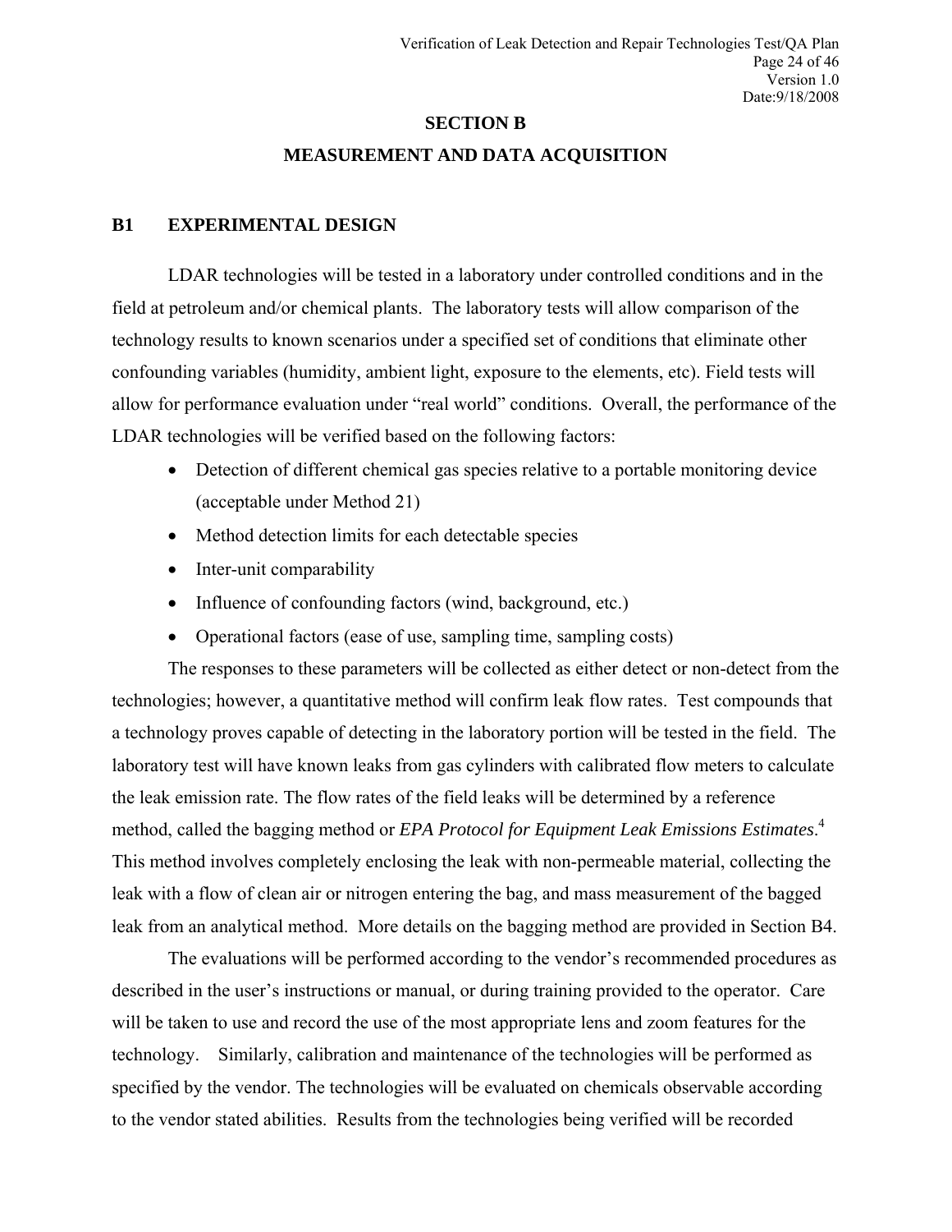# SECTION B

# MEASUREMENT AND DATA ACQUISITION

## B1 EXPERIMENTAL DESIGN

LDAR technologies will be tested in a laboratory under controlled conditions and in the field at petroleum and/or chemical plants. The laboratory tests will allow comparison of the technology results to known scenarios under a specified set of conditions that eliminate other confounding variables (humidity, ambient light, exposure to the elements, etc). Field tests will allow for performance evaluation under "real world" conditions. Overall, the performance of the LDAR technologies will be verified based on the following factors:

- Detection of different chemical gas species relative to a portable monitoring device (acceptable under Method 21)
- Method detection limits for each detectable species
- Inter-unit comparability
- Influence of confounding factors (wind, background, etc.)
- Operational factors (ease of use, sampling time, sampling costs)

The responses to these parameters will be collected as either detect or non-detect from the technologies; however, a quantitative method will confirm leak flow rates. Test compounds that a technology proves capable of detecting in the laboratory portion will be tested in the field. The laboratory test will have known leaks from gas cylinders with calibrated flow meters to calculate the leak emission rate. The flow rates of the field leaks will be determined by a reference method, called the bagging method or *EPA Protocol for Equipment Leak Emissions Estimates*.[4] This method involves completely enclosing the leak with non-permeable material, collecting the leak with a flow of clean air or nitrogen entering the bag, and mass measurement of the bagged leak from an analytical method. More details on the bagging method are provided in Section B4.

The evaluations will be performed according to the vendor's recommended procedures as described in the user's instructions or manual, or during training provided to the operator. Care will be taken to use and record the use of the most appropriate lens and zoom features for the technology. Similarly, calibration and maintenance of the technologies will be performed as specified by the vendor. The technologies will be evaluated on chemicals observable according to the vendor stated abilities. Results from the technologies being verified will be recorded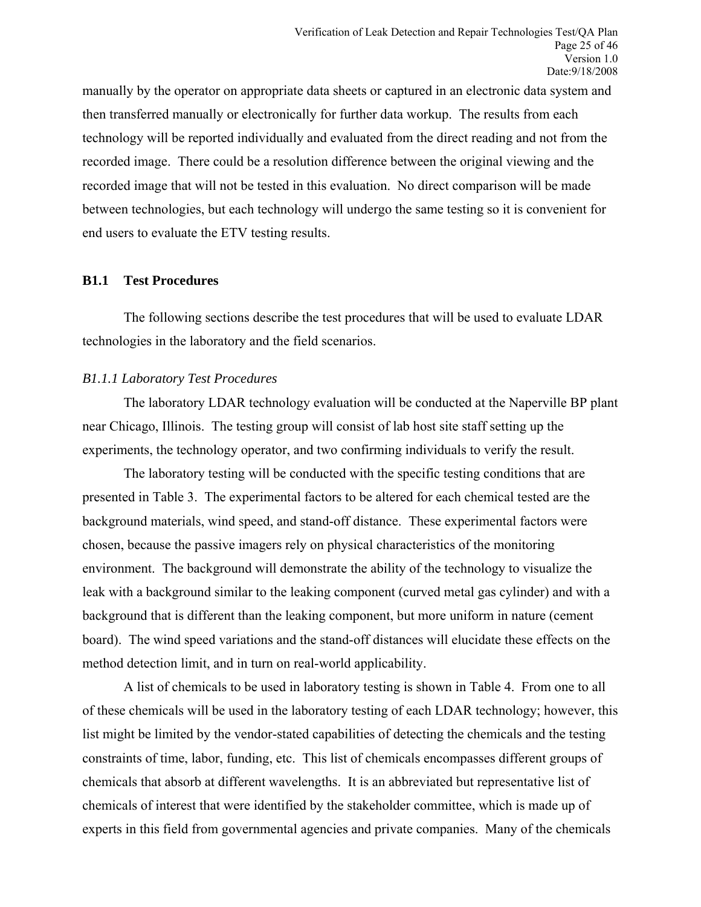manually by the operator on appropriate data sheets or captured in an electronic data system and then transferred manually or electronically for further data workup. The results from each technology will be reported individually and evaluated from the direct reading and not from the recorded image. There could be a resolution difference between the original viewing and the recorded image that will not be tested in this evaluation. No direct comparison will be made between technologies, but each technology will undergo the same testing so it is convenient for end users to evaluate the ETV testing results.

### B1.1 Test Procedures

The following sections describe the test procedures that will be used to evaluate LDAR technologies in the laboratory and the field scenarios.

#### *B1.1.1 Laboratory Test Procedures*

The laboratory LDAR technology evaluation will be conducted at the Naperville BP plant near Chicago, Illinois. The testing group will consist of lab host site staff setting up the experiments, the technology operator, and two confirming individuals to verify the result.

The laboratory testing will be conducted with the specific testing conditions that are presented in Table 3. The experimental factors to be altered for each chemical tested are the background materials, wind speed, and stand-off distance. These experimental factors were chosen, because the passive imagers rely on physical characteristics of the monitoring environment. The background will demonstrate the ability of the technology to visualize the leak with a background similar to the leaking component (curved metal gas cylinder) and with a background that is different than the leaking component, but more uniform in nature (cement board). The wind speed variations and the stand-off distances will elucidate these effects on the method detection limit, and in turn on real-world applicability.

A list of chemicals to be used in laboratory testing is shown in Table 4. From one to all of these chemicals will be used in the laboratory testing of each LDAR technology; however, this list might be limited by the vendor-stated capabilities of detecting the chemicals and the testing constraints of time, labor, funding, etc. This list of chemicals encompasses different groups of chemicals that absorb at different wavelengths. It is an abbreviated but representative list of chemicals of interest that were identified by the stakeholder committee, which is made up of experts in this field from governmental agencies and private companies. Many of the chemicals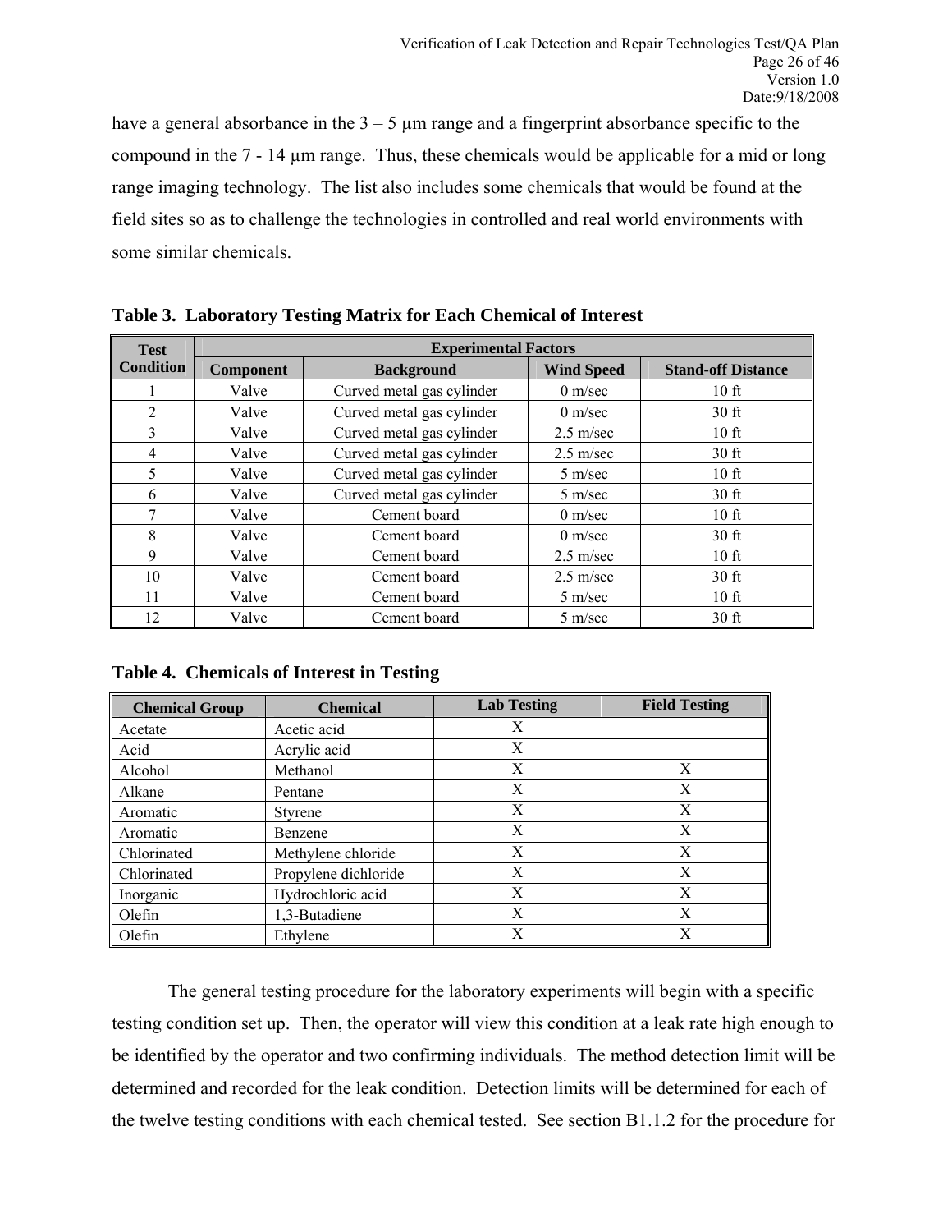have a general absorbance in the 3 – 5 μm range and a fingerprint absorbance specific to the compound in the 7 - 14 μm range. Thus, these chemicals would be applicable for a mid or long range imaging technology. The list also includes some chemicals that would be found at the field sites so as to challenge the technologies in controlled and real world environments with some similar chemicals.

**Table 3. Laboratory Testing Matrix for Each Chemical of Interest**

| Test Condition | Experimental Factors | | | |
|---|---|---|---|---|
| | **Component** | **Background** | **Wind Speed** | **Stand-off Distance** |
| 1 | Valve | Curved metal gas cylinder | 0 m/sec | 10 ft |
| 2 | Valve | Curved metal gas cylinder | 0 m/sec | 30 ft |
| 3 | Valve | Curved metal gas cylinder | 2.5 m/sec | 10 ft |
| 4 | Valve | Curved metal gas cylinder | 2.5 m/sec | 30 ft |
| 5 | Valve | Curved metal gas cylinder | 5 m/sec | 10 ft |
| 6 | Valve | Curved metal gas cylinder | 5 m/sec | 30 ft |
| 7 | Valve | Cement board | 0 m/sec | 10 ft |
| 8 | Valve | Cement board | 0 m/sec | 30 ft |
| 9 | Valve | Cement board | 2.5 m/sec | 10 ft |
| 10 | Valve | Cement board | 2.5 m/sec | 30 ft |
| 11 | Valve | Cement board | 5 m/sec | 10 ft |
| 12 | Valve | Cement board | 5 m/sec | 30 ft |

**Table 4. Chemicals of Interest in Testing**

| Chemical Group | Chemical | Lab Testing | Field Testing |
|---|---|---|---|
| Acetate | Acetic acid | X | |
| Acid | Acrylic acid | X | |
| Alcohol | Methanol | X | X |
| Alkane | Pentane | X | X |
| Aromatic | Styrene | X | X |
| Aromatic | Benzene | X | X |
| Chlorinated | Methylene chloride | X | X |
| Chlorinated | Propylene dichloride | X | X |
| Inorganic | Hydrochloric acid | X | X |
| Olefin | 1,3-Butadiene | X | X |
| Olefin | Ethylene | X | X |

The general testing procedure for the laboratory experiments will begin with a specific testing condition set up. Then, the operator will view this condition at a leak rate high enough to be identified by the operator and two confirming individuals. The method detection limit will be determined and recorded for the leak condition. Detection limits will be determined for each of the twelve testing conditions with each chemical tested. See section B1.1.2 for the procedure for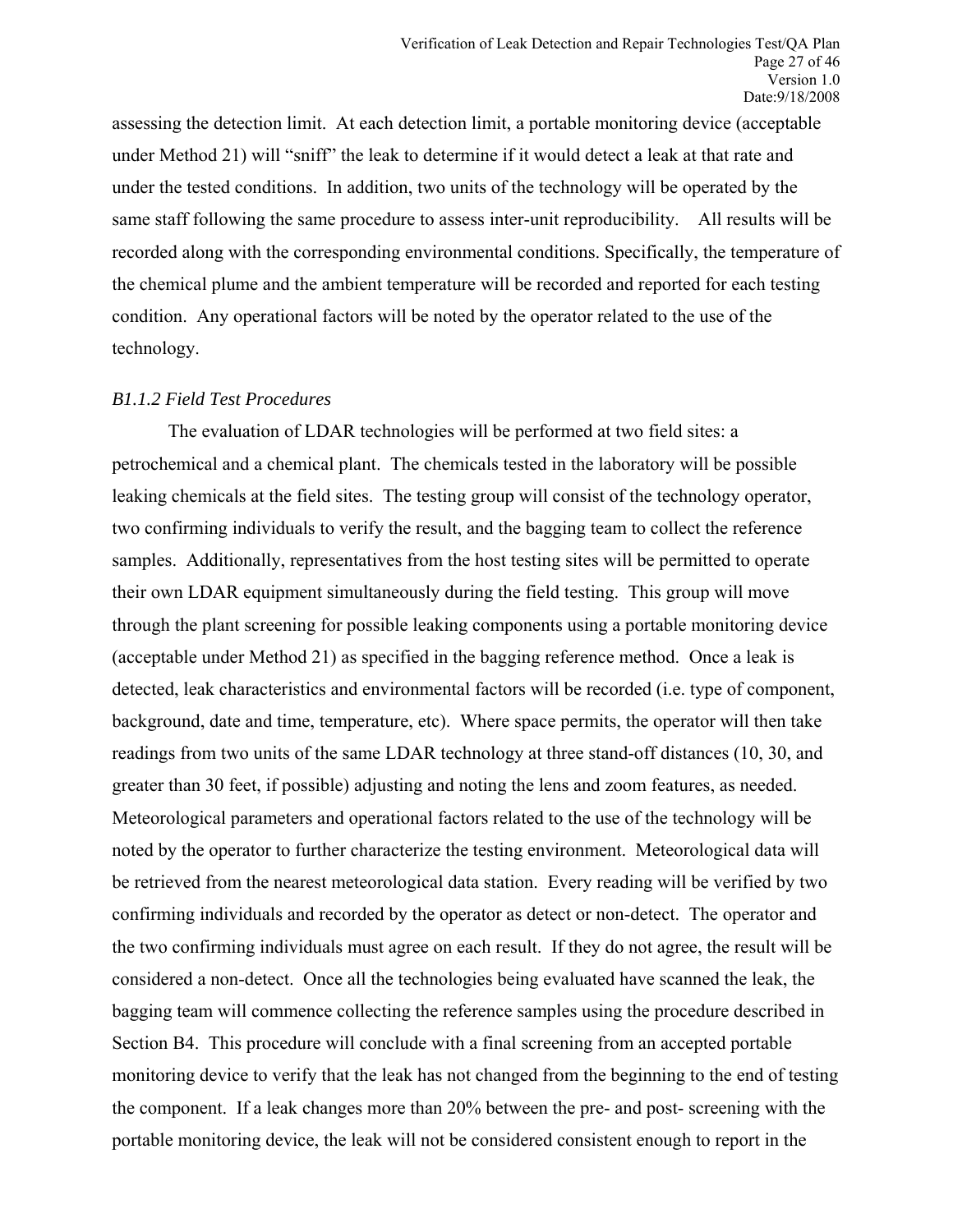assessing the detection limit. At each detection limit, a portable monitoring device (acceptable under Method 21) will "sniff" the leak to determine if it would detect a leak at that rate and under the tested conditions. In addition, two units of the technology will be operated by the same staff following the same procedure to assess inter-unit reproducibility. All results will be recorded along with the corresponding environmental conditions. Specifically, the temperature of the chemical plume and the ambient temperature will be recorded and reported for each testing condition. Any operational factors will be noted by the operator related to the use of the technology.

### *B1.1.2 Field Test Procedures*

The evaluation of LDAR technologies will be performed at two field sites: a petrochemical and a chemical plant. The chemicals tested in the laboratory will be possible leaking chemicals at the field sites. The testing group will consist of the technology operator, two confirming individuals to verify the result, and the bagging team to collect the reference samples. Additionally, representatives from the host testing sites will be permitted to operate their own LDAR equipment simultaneously during the field testing. This group will move through the plant screening for possible leaking components using a portable monitoring device (acceptable under Method 21) as specified in the bagging reference method. Once a leak is detected, leak characteristics and environmental factors will be recorded (i.e. type of component, background, date and time, temperature, etc). Where space permits, the operator will then take readings from two units of the same LDAR technology at three stand-off distances (10, 30, and greater than 30 feet, if possible) adjusting and noting the lens and zoom features, as needed. Meteorological parameters and operational factors related to the use of the technology will be noted by the operator to further characterize the testing environment. Meteorological data will be retrieved from the nearest meteorological data station. Every reading will be verified by two confirming individuals and recorded by the operator as detect or non-detect. The operator and the two confirming individuals must agree on each result. If they do not agree, the result will be considered a non-detect. Once all the technologies being evaluated have scanned the leak, the bagging team will commence collecting the reference samples using the procedure described in Section B4. This procedure will conclude with a final screening from an accepted portable monitoring device to verify that the leak has not changed from the beginning to the end of testing the component. If a leak changes more than 20% between the pre- and post- screening with the portable monitoring device, the leak will not be considered consistent enough to report in the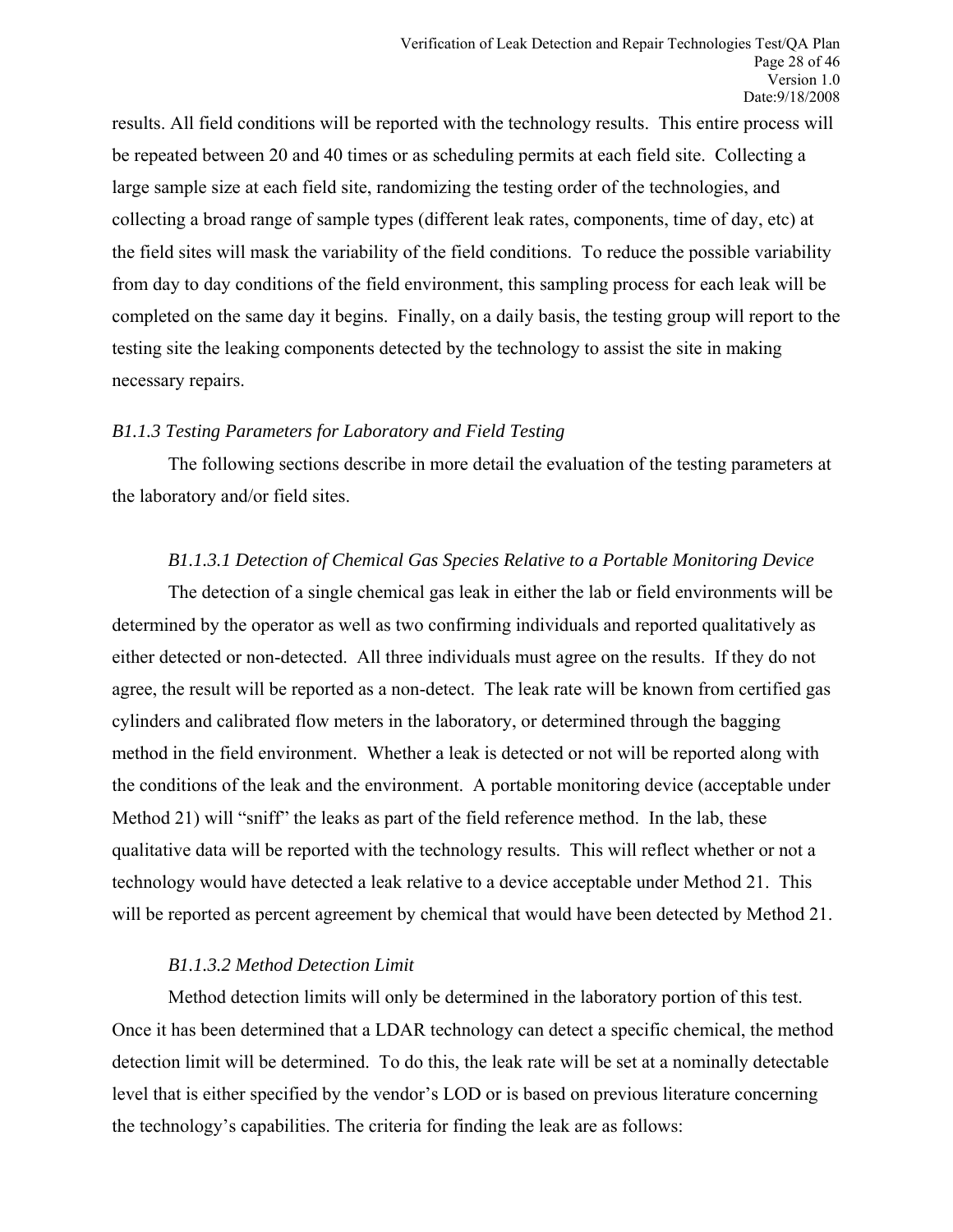results. All field conditions will be reported with the technology results. This entire process will be repeated between 20 and 40 times or as scheduling permits at each field site. Collecting a large sample size at each field site, randomizing the testing order of the technologies, and collecting a broad range of sample types (different leak rates, components, time of day, etc) at the field sites will mask the variability of the field conditions. To reduce the possible variability from day to day conditions of the field environment, this sampling process for each leak will be completed on the same day it begins. Finally, on a daily basis, the testing group will report to the testing site the leaking components detected by the technology to assist the site in making necessary repairs.

### *B1.1.3 Testing Parameters for Laboratory and Field Testing*

The following sections describe in more detail the evaluation of the testing parameters at the laboratory and/or field sites.

#### *B1.1.3.1 Detection of Chemical Gas Species Relative to a Portable Monitoring Device*

The detection of a single chemical gas leak in either the lab or field environments will be determined by the operator as well as two confirming individuals and reported qualitatively as either detected or non-detected. All three individuals must agree on the results. If they do not agree, the result will be reported as a non-detect. The leak rate will be known from certified gas cylinders and calibrated flow meters in the laboratory, or determined through the bagging method in the field environment. Whether a leak is detected or not will be reported along with the conditions of the leak and the environment. A portable monitoring device (acceptable under Method 21) will "sniff" the leaks as part of the field reference method. In the lab, these qualitative data will be reported with the technology results. This will reflect whether or not a technology would have detected a leak relative to a device acceptable under Method 21. This will be reported as percent agreement by chemical that would have been detected by Method 21.

#### *B1.1.3.2 Method Detection Limit*

Method detection limits will only be determined in the laboratory portion of this test. Once it has been determined that a LDAR technology can detect a specific chemical, the method detection limit will be determined. To do this, the leak rate will be set at a nominally detectable level that is either specified by the vendor's LOD or is based on previous literature concerning the technology's capabilities. The criteria for finding the leak are as follows: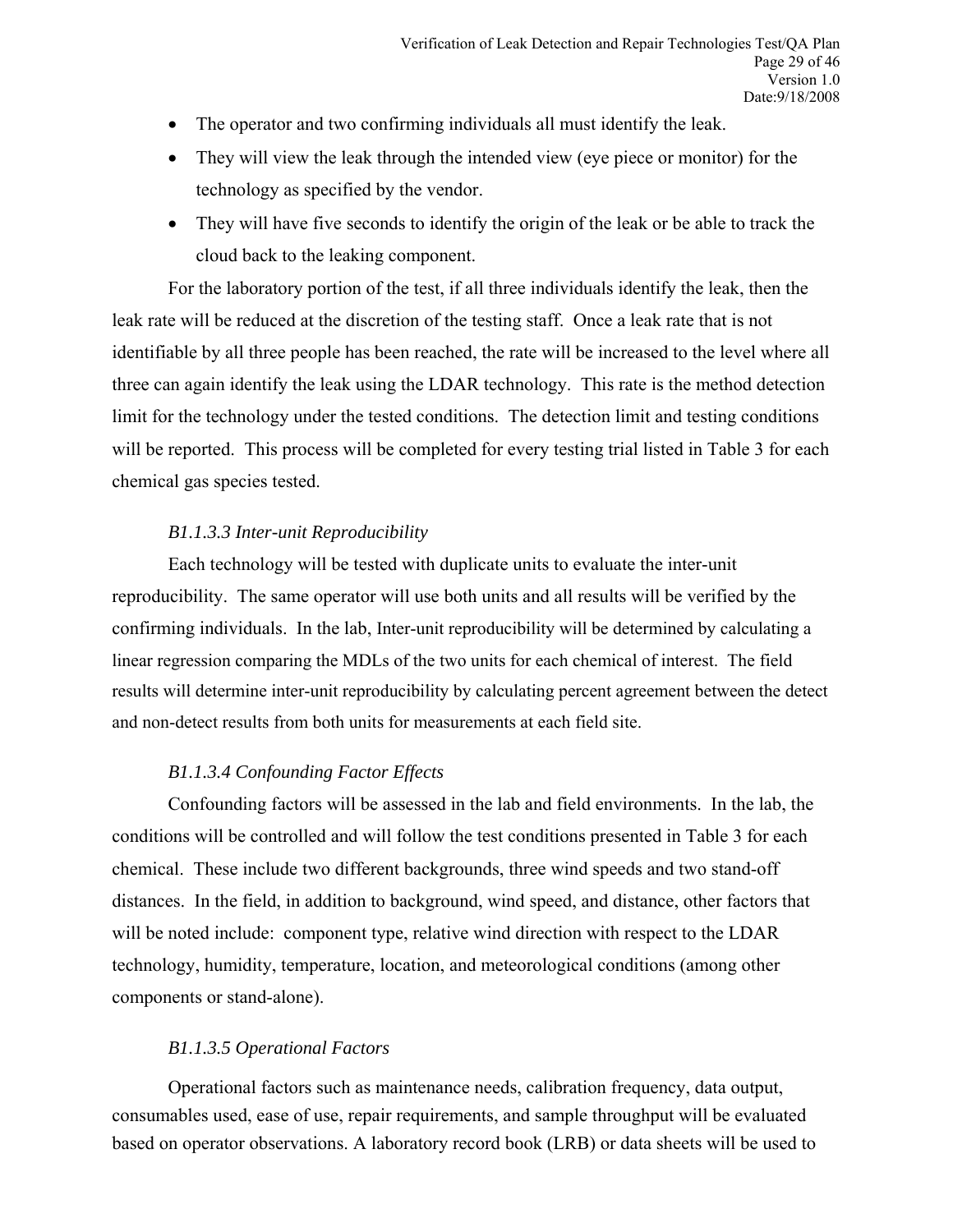- The operator and two confirming individuals all must identify the leak.
- They will view the leak through the intended view (eye piece or monitor) for the technology as specified by the vendor.
- They will have five seconds to identify the origin of the leak or be able to track the cloud back to the leaking component.

For the laboratory portion of the test, if all three individuals identify the leak, then the leak rate will be reduced at the discretion of the testing staff. Once a leak rate that is not identifiable by all three people has been reached, the rate will be increased to the level where all three can again identify the leak using the LDAR technology. This rate is the method detection limit for the technology under the tested conditions. The detection limit and testing conditions will be reported. This process will be completed for every testing trial listed in Table 3 for each chemical gas species tested.

*B1.1.3.3 Inter-unit Reproducibility*

Each technology will be tested with duplicate units to evaluate the inter-unit reproducibility. The same operator will use both units and all results will be verified by the confirming individuals. In the lab, Inter-unit reproducibility will be determined by calculating a linear regression comparing the MDLs of the two units for each chemical of interest. The field results will determine inter-unit reproducibility by calculating percent agreement between the detect and non-detect results from both units for measurements at each field site.

*B1.1.3.4 Confounding Factor Effects*

Confounding factors will be assessed in the lab and field environments. In the lab, the conditions will be controlled and will follow the test conditions presented in Table 3 for each chemical. These include two different backgrounds, three wind speeds and two stand-off distances. In the field, in addition to background, wind speed, and distance, other factors that will be noted include: component type, relative wind direction with respect to the LDAR technology, humidity, temperature, location, and meteorological conditions (among other components or stand-alone).

*B1.1.3.5 Operational Factors*

Operational factors such as maintenance needs, calibration frequency, data output, consumables used, ease of use, repair requirements, and sample throughput will be evaluated based on operator observations. A laboratory record book (LRB) or data sheets will be used to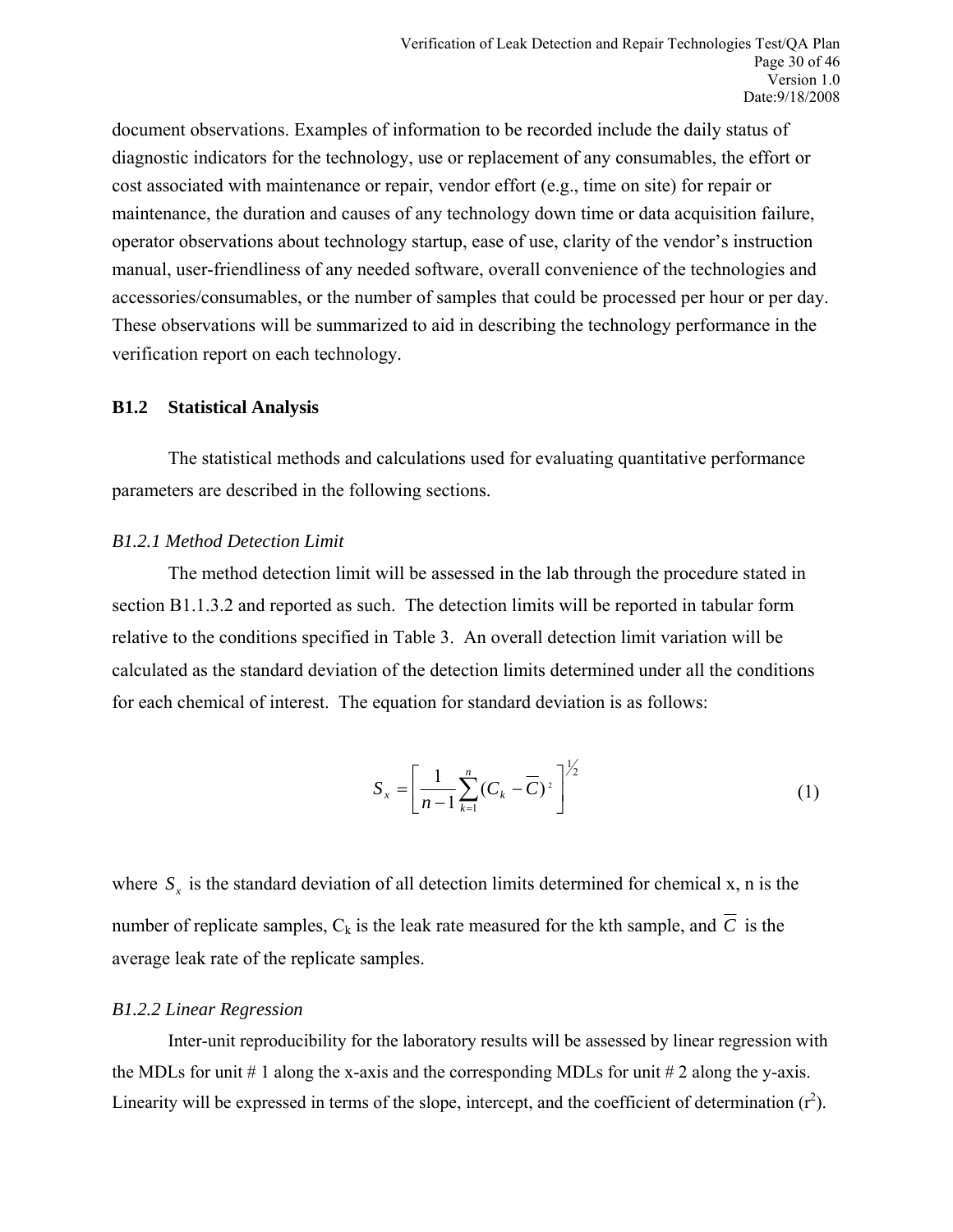document observations. Examples of information to be recorded include the daily status of diagnostic indicators for the technology, use or replacement of any consumables, the effort or cost associated with maintenance or repair, vendor effort (e.g., time on site) for repair or maintenance, the duration and causes of any technology down time or data acquisition failure, operator observations about technology startup, ease of use, clarity of the vendor's instruction manual, user-friendliness of any needed software, overall convenience of the technologies and accessories/consumables, or the number of samples that could be processed per hour or per day. These observations will be summarized to aid in describing the technology performance in the verification report on each technology.

### B1.2 Statistical Analysis

The statistical methods and calculations used for evaluating quantitative performance parameters are described in the following sections.

#### *B1.2.1 Method Detection Limit*

The method detection limit will be assessed in the lab through the procedure stated in section B1.1.3.2 and reported as such. The detection limits will be reported in tabular form relative to the conditions specified in Table 3. An overall detection limit variation will be calculated as the standard deviation of the detection limits determined under all the conditions for each chemical of interest. The equation for standard deviation is as follows:

$$S_x = \left[ \frac{1}{n-1} \sum_{k=1}^{n} (C_k - \overline{C})^2 \right]^{1/2} \tag{1}$$

where $S_x$ is the standard deviation of all detection limits determined for chemical x, n is the number of replicate samples, $C_k$ is the leak rate measured for the kth sample, and $\overline{C}$ is the average leak rate of the replicate samples.

#### *B1.2.2 Linear Regression*

Inter-unit reproducibility for the laboratory results will be assessed by linear regression with the MDLs for unit # 1 along the x-axis and the corresponding MDLs for unit # 2 along the y-axis. Linearity will be expressed in terms of the slope, intercept, and the coefficient of determination ($r^2$).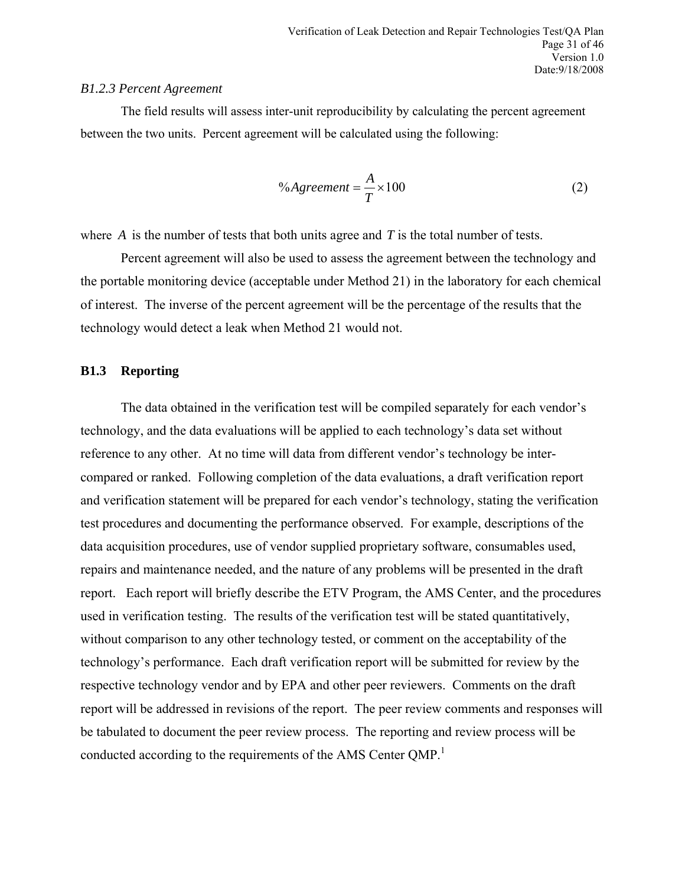*B1.2.3 Percent Agreement*

The field results will assess inter-unit reproducibility by calculating the percent agreement between the two units. Percent agreement will be calculated using the following:

$$\%Agreement = \frac{A}{T} \times 100 \quad (2)$$

where $A$ is the number of tests that both units agree and $T$ is the total number of tests.

Percent agreement will also be used to assess the agreement between the technology and the portable monitoring device (acceptable under Method 21) in the laboratory for each chemical of interest. The inverse of the percent agreement will be the percentage of the results that the technology would detect a leak when Method 21 would not.

## B1.3 Reporting

The data obtained in the verification test will be compiled separately for each vendor's technology, and the data evaluations will be applied to each technology's data set without reference to any other. At no time will data from different vendor's technology be inter-compared or ranked. Following completion of the data evaluations, a draft verification report and verification statement will be prepared for each vendor's technology, stating the verification test procedures and documenting the performance observed. For example, descriptions of the data acquisition procedures, use of vendor supplied proprietary software, consumables used, repairs and maintenance needed, and the nature of any problems will be presented in the draft report. Each report will briefly describe the ETV Program, the AMS Center, and the procedures used in verification testing. The results of the verification test will be stated quantitatively, without comparison to any other technology tested, or comment on the acceptability of the technology's performance. Each draft verification report will be submitted for review by the respective technology vendor and by EPA and other peer reviewers. Comments on the draft report will be addressed in revisions of the report. The peer review comments and responses will be tabulated to document the peer review process. The reporting and review process will be conducted according to the requirements of the AMS Center QMP.[1]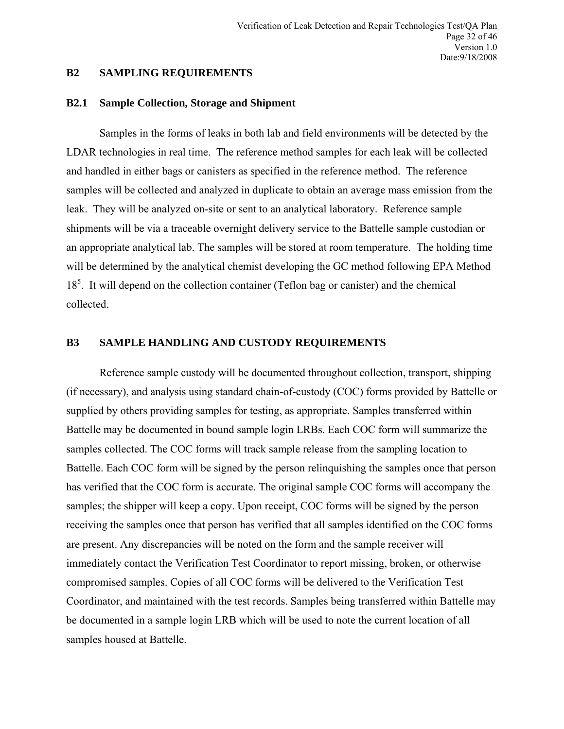## B2 SAMPLING REQUIREMENTS

### B2.1 Sample Collection, Storage and Shipment

Samples in the forms of leaks in both lab and field environments will be detected by the LDAR technologies in real time. The reference method samples for each leak will be collected and handled in either bags or canisters as specified in the reference method. The reference samples will be collected and analyzed in duplicate to obtain an average mass emission from the leak. They will be analyzed on-site or sent to an analytical laboratory. Reference sample shipments will be via a traceable overnight delivery service to the Battelle sample custodian or an appropriate analytical lab. The samples will be stored at room temperature. The holding time will be determined by the analytical chemist developing the GC method following EPA Method 18[5]. It will depend on the collection container (Teflon bag or canister) and the chemical collected.

## B3 SAMPLE HANDLING AND CUSTODY REQUIREMENTS

Reference sample custody will be documented throughout collection, transport, shipping (if necessary), and analysis using standard chain-of-custody (COC) forms provided by Battelle or supplied by others providing samples for testing, as appropriate. Samples transferred within Battelle may be documented in bound sample login LRBs. Each COC form will summarize the samples collected. The COC forms will track sample release from the sampling location to Battelle. Each COC form will be signed by the person relinquishing the samples once that person has verified that the COC form is accurate. The original sample COC forms will accompany the samples; the shipper will keep a copy. Upon receipt, COC forms will be signed by the person receiving the samples once that person has verified that all samples identified on the COC forms are present. Any discrepancies will be noted on the form and the sample receiver will immediately contact the Verification Test Coordinator to report missing, broken, or otherwise compromised samples. Copies of all COC forms will be delivered to the Verification Test Coordinator, and maintained with the test records. Samples being transferred within Battelle may be documented in a sample login LRB which will be used to note the current location of all samples housed at Battelle.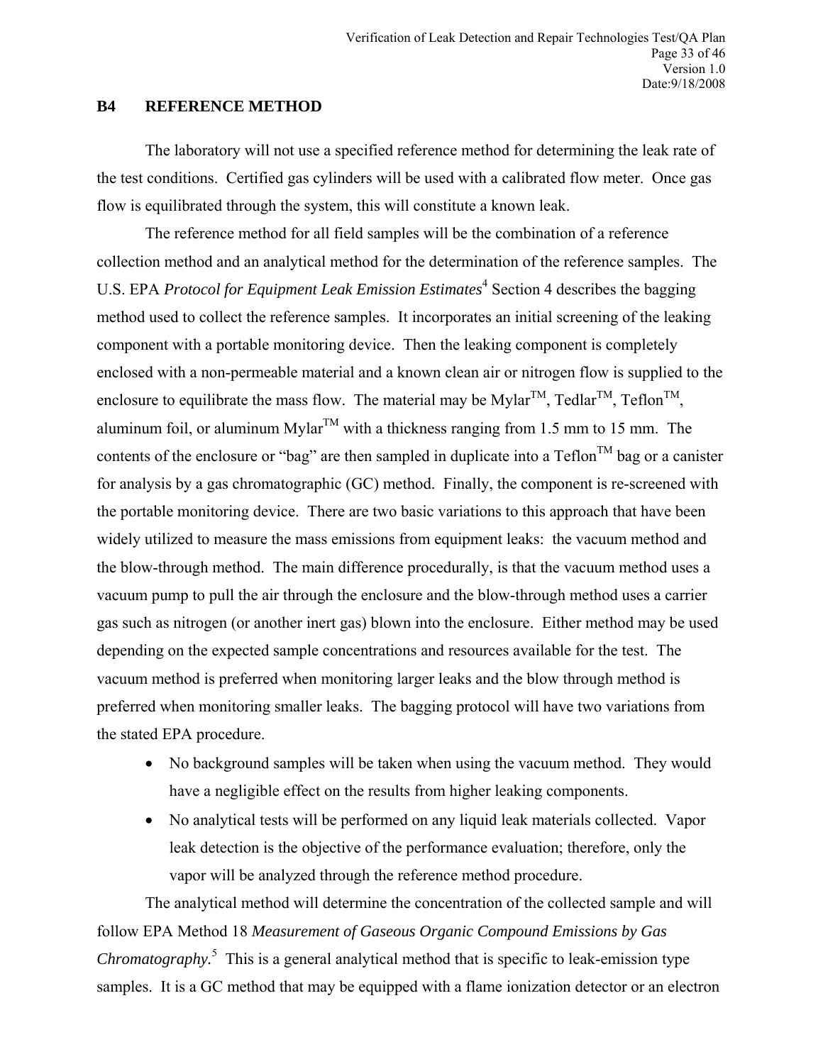## B4 REFERENCE METHOD

The laboratory will not use a specified reference method for determining the leak rate of the test conditions. Certified gas cylinders will be used with a calibrated flow meter. Once gas flow is equilibrated through the system, this will constitute a known leak.

The reference method for all field samples will be the combination of a reference collection method and an analytical method for the determination of the reference samples. The U.S. EPA *Protocol for Equipment Leak Emission Estimates*[4] Section 4 describes the bagging method used to collect the reference samples. It incorporates an initial screening of the leaking component with a portable monitoring device. Then the leaking component is completely enclosed with a non-permeable material and a known clean air or nitrogen flow is supplied to the enclosure to equilibrate the mass flow. The material may be Mylar™, Tedlar™, Teflon™, aluminum foil, or aluminum Mylar™ with a thickness ranging from 1.5 mm to 15 mm. The contents of the enclosure or "bag" are then sampled in duplicate into a Teflon™ bag or a canister for analysis by a gas chromatographic (GC) method. Finally, the component is re-screened with the portable monitoring device. There are two basic variations to this approach that have been widely utilized to measure the mass emissions from equipment leaks: the vacuum method and the blow-through method. The main difference procedurally, is that the vacuum method uses a vacuum pump to pull the air through the enclosure and the blow-through method uses a carrier gas such as nitrogen (or another inert gas) blown into the enclosure. Either method may be used depending on the expected sample concentrations and resources available for the test. The vacuum method is preferred when monitoring larger leaks and the blow through method is preferred when monitoring smaller leaks. The bagging protocol will have two variations from the stated EPA procedure.

- No background samples will be taken when using the vacuum method. They would have a negligible effect on the results from higher leaking components.
- No analytical tests will be performed on any liquid leak materials collected. Vapor leak detection is the objective of the performance evaluation; therefore, only the vapor will be analyzed through the reference method procedure.

The analytical method will determine the concentration of the collected sample and will follow EPA Method 18 *Measurement of Gaseous Organic Compound Emissions by Gas Chromatography.*[5] This is a general analytical method that is specific to leak-emission type samples. It is a GC method that may be equipped with a flame ionization detector or an electron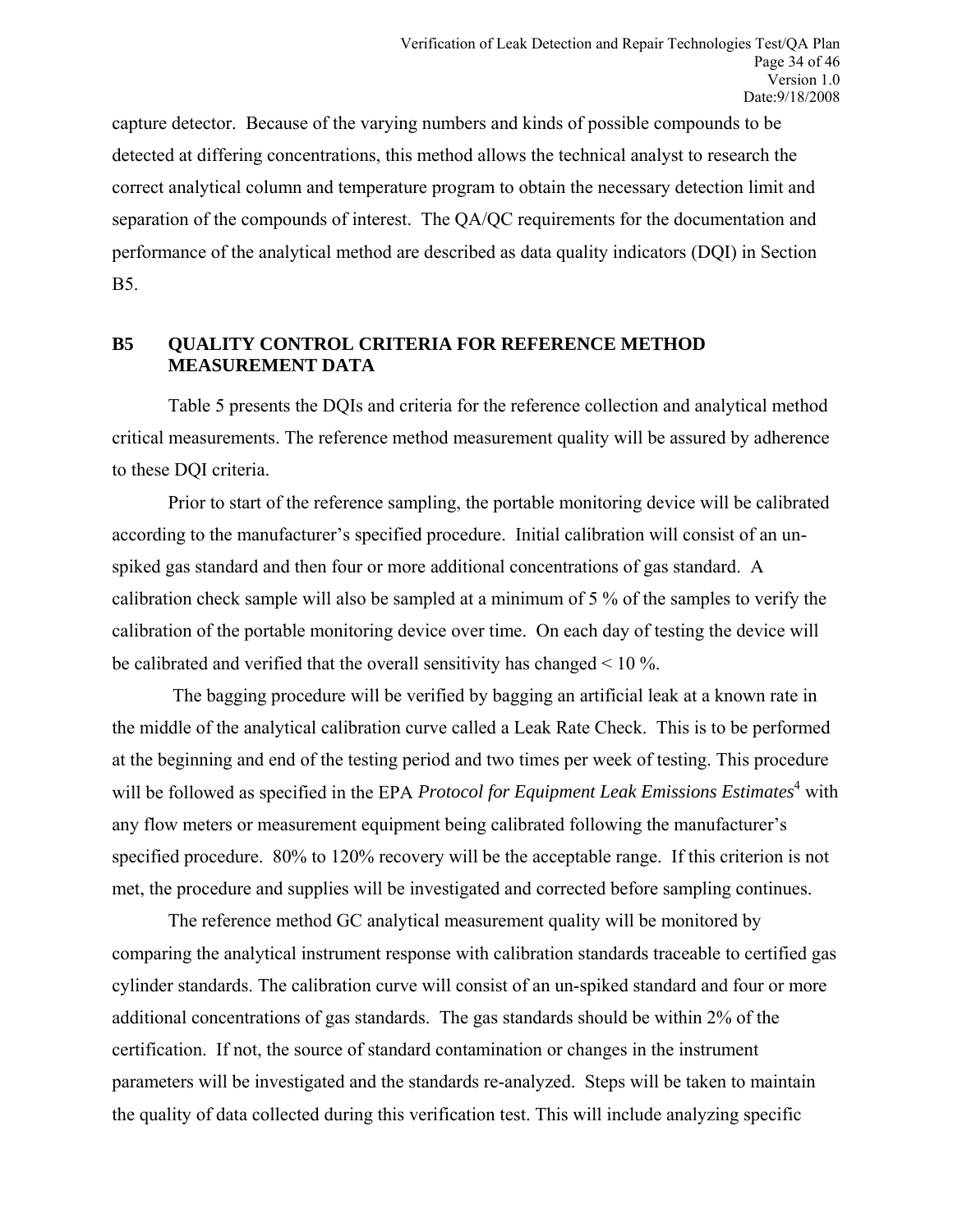capture detector. Because of the varying numbers and kinds of possible compounds to be detected at differing concentrations, this method allows the technical analyst to research the correct analytical column and temperature program to obtain the necessary detection limit and separation of the compounds of interest. The QA/QC requirements for the documentation and performance of the analytical method are described as data quality indicators (DQI) in Section B5.

## B5 QUALITY CONTROL CRITERIA FOR REFERENCE METHOD MEASUREMENT DATA

Table 5 presents the DQIs and criteria for the reference collection and analytical method critical measurements. The reference method measurement quality will be assured by adherence to these DQI criteria.

Prior to start of the reference sampling, the portable monitoring device will be calibrated according to the manufacturer's specified procedure. Initial calibration will consist of an un-spiked gas standard and then four or more additional concentrations of gas standard. A calibration check sample will also be sampled at a minimum of 5 % of the samples to verify the calibration of the portable monitoring device over time. On each day of testing the device will be calibrated and verified that the overall sensitivity has changed < 10 %.

The bagging procedure will be verified by bagging an artificial leak at a known rate in the middle of the analytical calibration curve called a Leak Rate Check. This is to be performed at the beginning and end of the testing period and two times per week of testing. This procedure will be followed as specified in the EPA *Protocol for Equipment Leak Emissions Estimates*[4] with any flow meters or measurement equipment being calibrated following the manufacturer's specified procedure. 80% to 120% recovery will be the acceptable range. If this criterion is not met, the procedure and supplies will be investigated and corrected before sampling continues.

The reference method GC analytical measurement quality will be monitored by comparing the analytical instrument response with calibration standards traceable to certified gas cylinder standards. The calibration curve will consist of an un-spiked standard and four or more additional concentrations of gas standards. The gas standards should be within 2% of the certification. If not, the source of standard contamination or changes in the instrument parameters will be investigated and the standards re-analyzed. Steps will be taken to maintain the quality of data collected during this verification test. This will include analyzing specific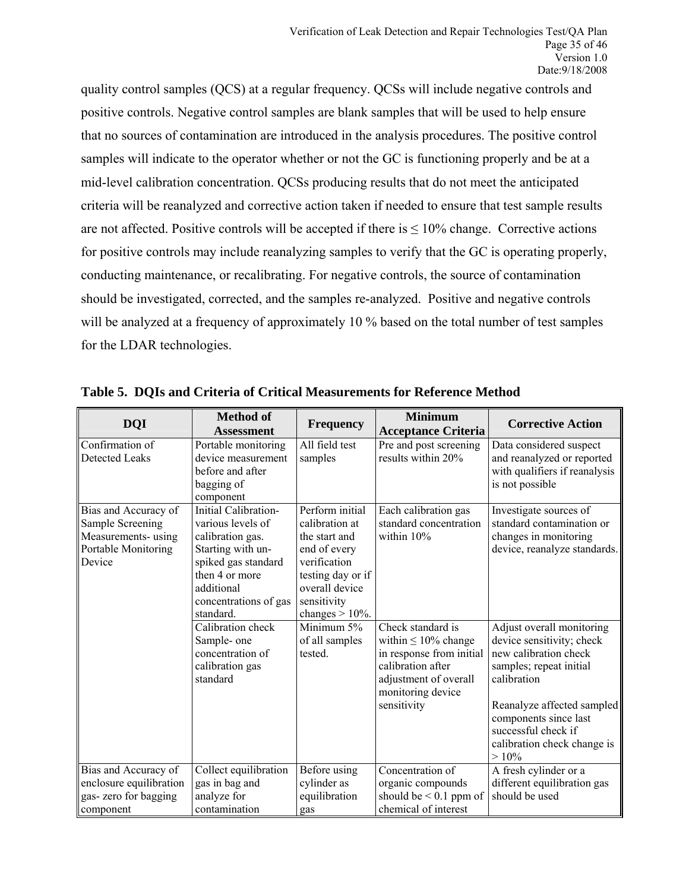quality control samples (QCS) at a regular frequency. QCSs will include negative controls and positive controls. Negative control samples are blank samples that will be used to help ensure that no sources of contamination are introduced in the analysis procedures. The positive control samples will indicate to the operator whether or not the GC is functioning properly and be at a mid-level calibration concentration. QCSs producing results that do not meet the anticipated criteria will be reanalyzed and corrective action taken if needed to ensure that test sample results are not affected. Positive controls will be accepted if there is ≤ 10% change. Corrective actions for positive controls may include reanalyzing samples to verify that the GC is operating properly, conducting maintenance, or recalibrating. For negative controls, the source of contamination should be investigated, corrected, and the samples re-analyzed. Positive and negative controls will be analyzed at a frequency of approximately 10 % based on the total number of test samples for the LDAR technologies.

**Table 5. DQIs and Criteria of Critical Measurements for Reference Method**

| DQI | Method of Assessment | Frequency | Minimum Acceptance Criteria | Corrective Action |
|---|---|---|---|---|
| Confirmation of Detected Leaks | Portable monitoring device measurement before and after bagging of component | All field test samples | Pre and post screening results within 20% | Data considered suspect and reanalyzed or reported with qualifiers if reanalysis is not possible |
| Bias and Accuracy of Sample Screening Measurements- using Portable Monitoring Device | Initial Calibration- various levels of calibration gas. Starting with un-spiked gas standard then 4 or more additional concentrations of gas standard. | Perform initial calibration at the start and end of every verification testing day or if overall device sensitivity changes > 10%. | Each calibration gas standard concentration within 10% | Investigate sources of standard contamination or changes in monitoring device, reanalyze standards. |
| | Calibration check Sample- one concentration of calibration gas standard | Minimum 5% of all samples tested. | Check standard is within ≤ 10% change in response from initial calibration after adjustment of overall monitoring device sensitivity | Adjust overall monitoring device sensitivity; check new calibration check samples; repeat initial calibration<br><br>Reanalyze affected sampled components since last successful check if calibration check change is > 10% |
| Bias and Accuracy of enclosure equilibration gas- zero for bagging component | Collect equilibration gas in bag and analyze for contamination | Before using cylinder as equilibration gas | Concentration of organic compounds should be < 0.1 ppm of chemical of interest | A fresh cylinder or a different equilibration gas should be used |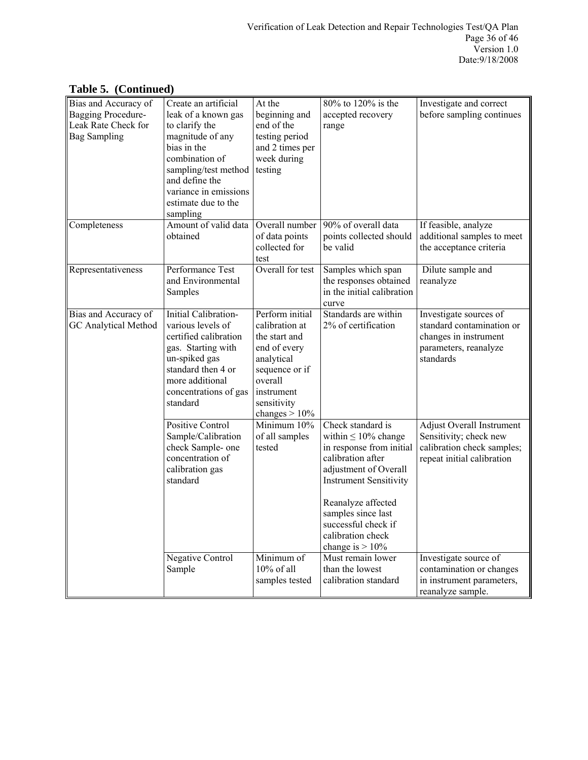**Table 5. (Continued)**

| | | | | |
|---|---|---|---|---|
| Bias and Accuracy of Bagging Procedure-Leak Rate Check for Bag Sampling | Create an artificial leak of a known gas to clarify the magnitude of any bias in the combination of sampling/test method and define the variance in emissions estimate due to the sampling | At the beginning and end of the testing period and 2 times per week during testing | 80% to 120% is the accepted recovery range | Investigate and correct before sampling continues |
| Completeness | Amount of valid data obtained | Overall number of data points collected for test | 90% of overall data points collected should be valid | If feasible, analyze additional samples to meet the acceptance criteria |
| Representativeness | Performance Test and Environmental Samples | Overall for test | Samples which span the responses obtained in the initial calibration curve | Dilute sample and reanalyze |
| Bias and Accuracy of GC Analytical Method | Initial Calibration- various levels of certified calibration gas. Starting with un-spiked gas standard then 4 or more additional concentrations of gas standard | Perform initial calibration at the start and end of every analytical sequence or if overall instrument sensitivity changes > 10% | Standards are within 2% of certification | Investigate sources of standard contamination or changes in instrument parameters, reanalyze standards |
| | Positive Control Sample/Calibration check Sample- one concentration of calibration gas standard | Minimum 10% of all samples tested | Check standard is within ≤ 10% change in response from initial calibration after adjustment of Overall Instrument Sensitivity<br><br>Reanalyze affected samples since last successful check if calibration check change is > 10% | Adjust Overall Instrument Sensitivity; check new calibration check samples; repeat initial calibration |
| | Negative Control Sample | Minimum of 10% of all samples tested | Must remain lower than the lowest calibration standard | Investigate source of contamination or changes in instrument parameters, reanalyze sample. |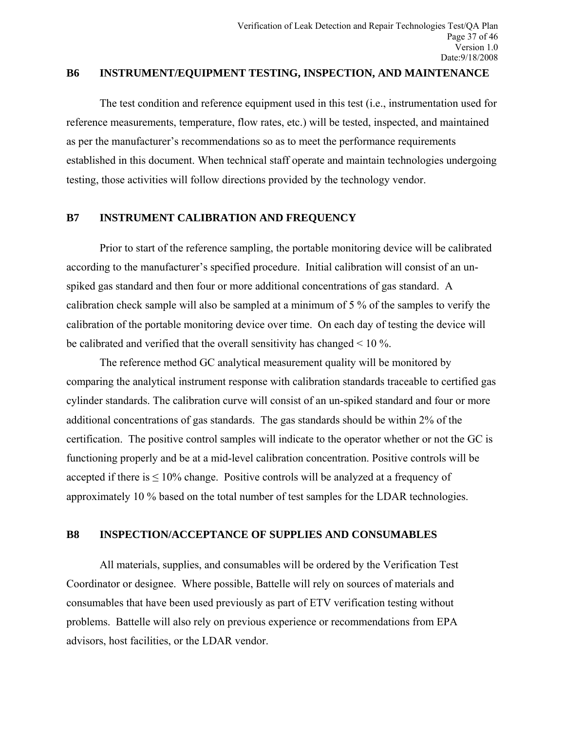## B6 INSTRUMENT/EQUIPMENT TESTING, INSPECTION, AND MAINTENANCE

The test condition and reference equipment used in this test (i.e., instrumentation used for reference measurements, temperature, flow rates, etc.) will be tested, inspected, and maintained as per the manufacturer's recommendations so as to meet the performance requirements established in this document. When technical staff operate and maintain technologies undergoing testing, those activities will follow directions provided by the technology vendor.

## B7 INSTRUMENT CALIBRATION AND FREQUENCY

Prior to start of the reference sampling, the portable monitoring device will be calibrated according to the manufacturer's specified procedure. Initial calibration will consist of an un-spiked gas standard and then four or more additional concentrations of gas standard. A calibration check sample will also be sampled at a minimum of 5 % of the samples to verify the calibration of the portable monitoring device over time. On each day of testing the device will be calibrated and verified that the overall sensitivity has changed < 10 %.

The reference method GC analytical measurement quality will be monitored by comparing the analytical instrument response with calibration standards traceable to certified gas cylinder standards. The calibration curve will consist of an un-spiked standard and four or more additional concentrations of gas standards. The gas standards should be within 2% of the certification. The positive control samples will indicate to the operator whether or not the GC is functioning properly and be at a mid-level calibration concentration. Positive controls will be accepted if there is ≤ 10% change. Positive controls will be analyzed at a frequency of approximately 10 % based on the total number of test samples for the LDAR technologies.

## B8 INSPECTION/ACCEPTANCE OF SUPPLIES AND CONSUMABLES

All materials, supplies, and consumables will be ordered by the Verification Test Coordinator or designee. Where possible, Battelle will rely on sources of materials and consumables that have been used previously as part of ETV verification testing without problems. Battelle will also rely on previous experience or recommendations from EPA advisors, host facilities, or the LDAR vendor.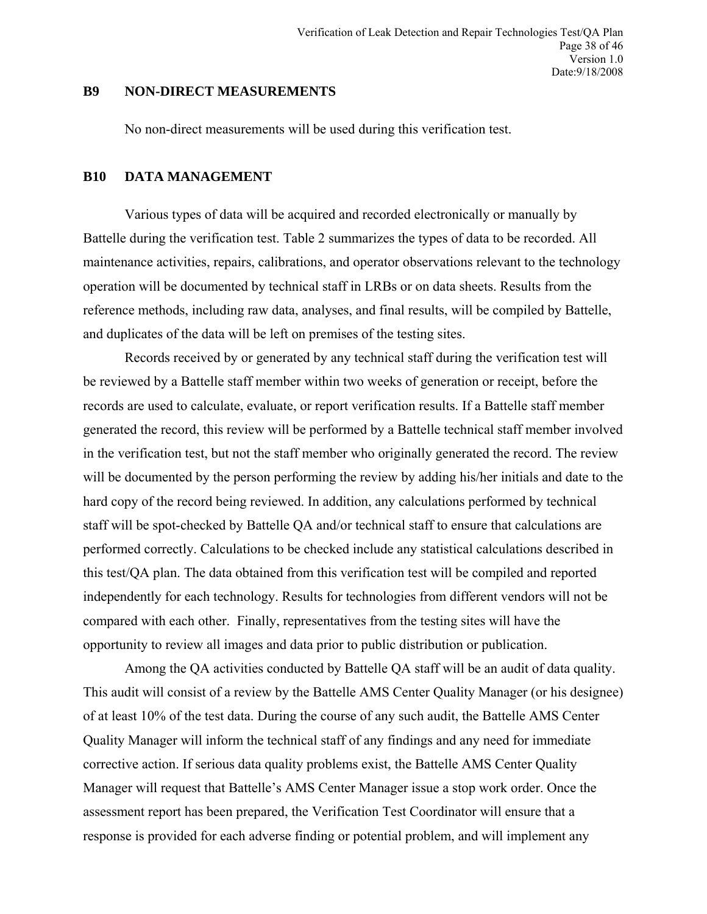## B9 NON-DIRECT MEASUREMENTS

No non-direct measurements will be used during this verification test.

## B10 DATA MANAGEMENT

Various types of data will be acquired and recorded electronically or manually by Battelle during the verification test. Table 2 summarizes the types of data to be recorded. All maintenance activities, repairs, calibrations, and operator observations relevant to the technology operation will be documented by technical staff in LRBs or on data sheets. Results from the reference methods, including raw data, analyses, and final results, will be compiled by Battelle, and duplicates of the data will be left on premises of the testing sites.

Records received by or generated by any technical staff during the verification test will be reviewed by a Battelle staff member within two weeks of generation or receipt, before the records are used to calculate, evaluate, or report verification results. If a Battelle staff member generated the record, this review will be performed by a Battelle technical staff member involved in the verification test, but not the staff member who originally generated the record. The review will be documented by the person performing the review by adding his/her initials and date to the hard copy of the record being reviewed. In addition, any calculations performed by technical staff will be spot-checked by Battelle QA and/or technical staff to ensure that calculations are performed correctly. Calculations to be checked include any statistical calculations described in this test/QA plan. The data obtained from this verification test will be compiled and reported independently for each technology. Results for technologies from different vendors will not be compared with each other. Finally, representatives from the testing sites will have the opportunity to review all images and data prior to public distribution or publication.

Among the QA activities conducted by Battelle QA staff will be an audit of data quality. This audit will consist of a review by the Battelle AMS Center Quality Manager (or his designee) of at least 10% of the test data. During the course of any such audit, the Battelle AMS Center Quality Manager will inform the technical staff of any findings and any need for immediate corrective action. If serious data quality problems exist, the Battelle AMS Center Quality Manager will request that Battelle's AMS Center Manager issue a stop work order. Once the assessment report has been prepared, the Verification Test Coordinator will ensure that a response is provided for each adverse finding or potential problem, and will implement any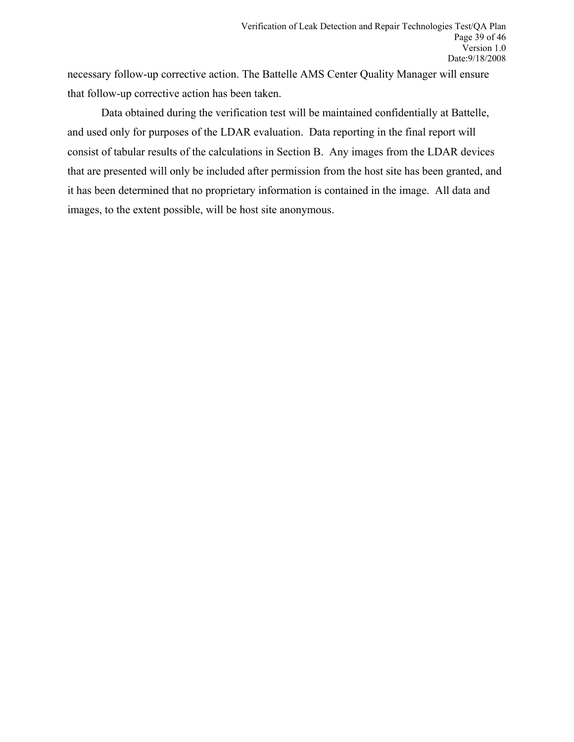necessary follow-up corrective action. The Battelle AMS Center Quality Manager will ensure that follow-up corrective action has been taken.

Data obtained during the verification test will be maintained confidentially at Battelle, and used only for purposes of the LDAR evaluation. Data reporting in the final report will consist of tabular results of the calculations in Section B. Any images from the LDAR devices that are presented will only be included after permission from the host site has been granted, and it has been determined that no proprietary information is contained in the image. All data and images, to the extent possible, will be host site anonymous.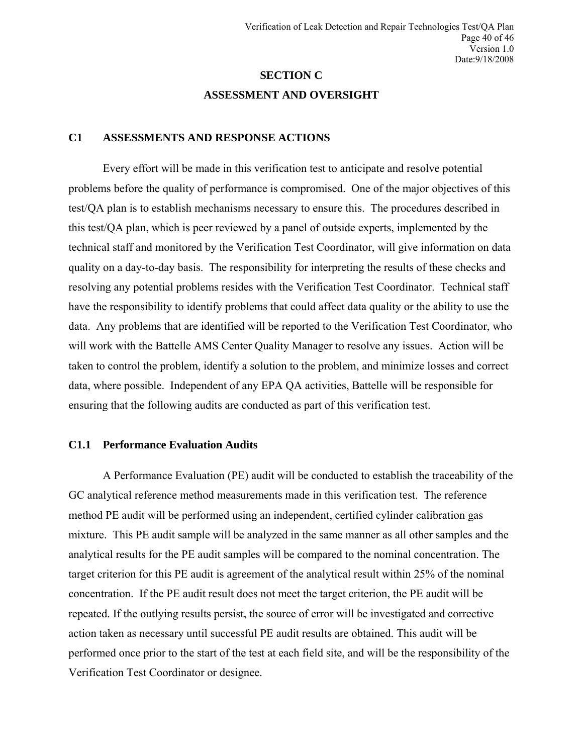# SECTION C

# ASSESSMENT AND OVERSIGHT

## C1 ASSESSMENTS AND RESPONSE ACTIONS

Every effort will be made in this verification test to anticipate and resolve potential problems before the quality of performance is compromised. One of the major objectives of this test/QA plan is to establish mechanisms necessary to ensure this. The procedures described in this test/QA plan, which is peer reviewed by a panel of outside experts, implemented by the technical staff and monitored by the Verification Test Coordinator, will give information on data quality on a day-to-day basis. The responsibility for interpreting the results of these checks and resolving any potential problems resides with the Verification Test Coordinator. Technical staff have the responsibility to identify problems that could affect data quality or the ability to use the data. Any problems that are identified will be reported to the Verification Test Coordinator, who will work with the Battelle AMS Center Quality Manager to resolve any issues. Action will be taken to control the problem, identify a solution to the problem, and minimize losses and correct data, where possible. Independent of any EPA QA activities, Battelle will be responsible for ensuring that the following audits are conducted as part of this verification test.

### C1.1 Performance Evaluation Audits

A Performance Evaluation (PE) audit will be conducted to establish the traceability of the GC analytical reference method measurements made in this verification test. The reference method PE audit will be performed using an independent, certified cylinder calibration gas mixture. This PE audit sample will be analyzed in the same manner as all other samples and the analytical results for the PE audit samples will be compared to the nominal concentration. The target criterion for this PE audit is agreement of the analytical result within 25% of the nominal concentration. If the PE audit result does not meet the target criterion, the PE audit will be repeated. If the outlying results persist, the source of error will be investigated and corrective action taken as necessary until successful PE audit results are obtained. This audit will be performed once prior to the start of the test at each field site, and will be the responsibility of the Verification Test Coordinator or designee.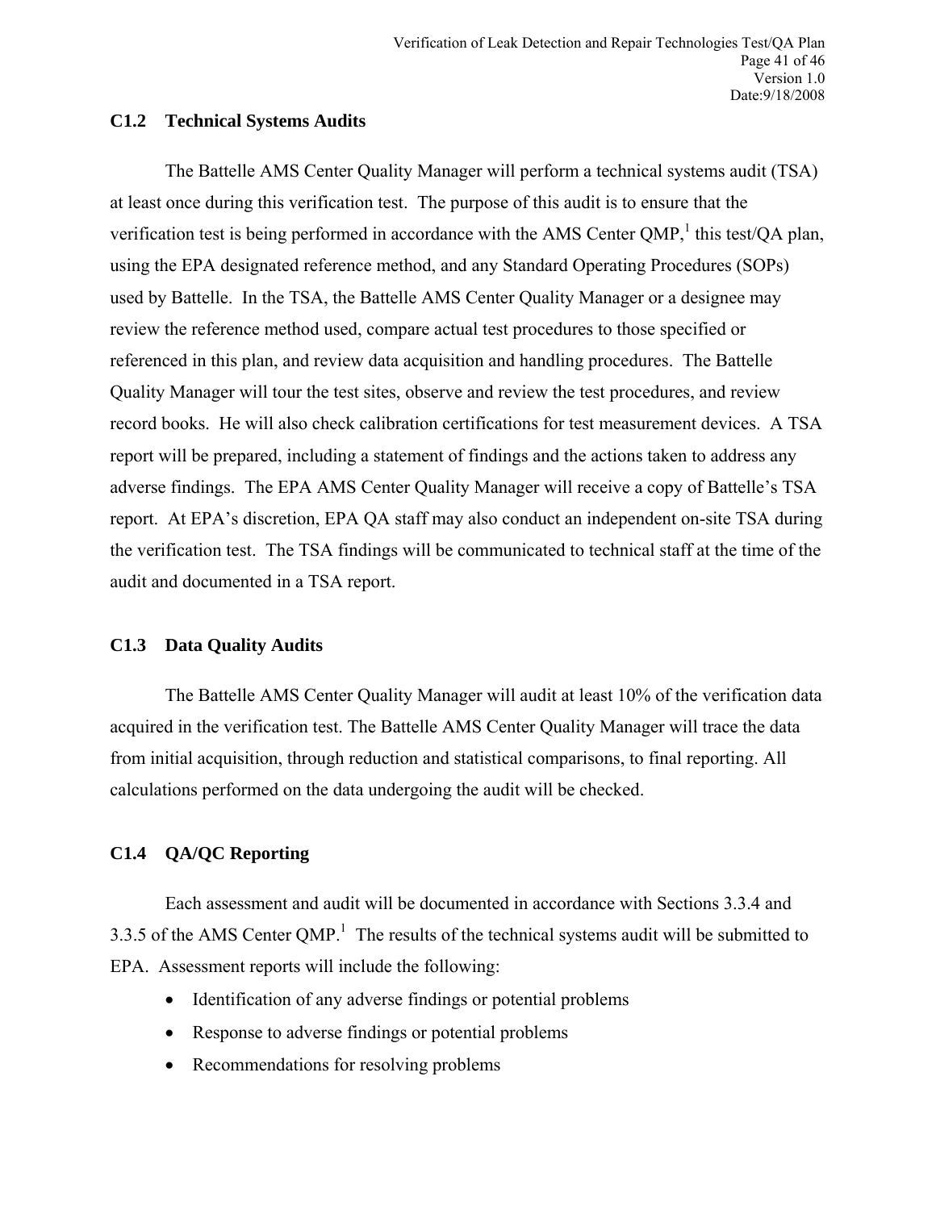### C1.2 Technical Systems Audits

The Battelle AMS Center Quality Manager will perform a technical systems audit (TSA) at least once during this verification test. The purpose of this audit is to ensure that the verification test is being performed in accordance with the AMS Center QMP,[1] this test/QA plan, using the EPA designated reference method, and any Standard Operating Procedures (SOPs) used by Battelle. In the TSA, the Battelle AMS Center Quality Manager or a designee may review the reference method used, compare actual test procedures to those specified or referenced in this plan, and review data acquisition and handling procedures. The Battelle Quality Manager will tour the test sites, observe and review the test procedures, and review record books. He will also check calibration certifications for test measurement devices. A TSA report will be prepared, including a statement of findings and the actions taken to address any adverse findings. The EPA AMS Center Quality Manager will receive a copy of Battelle's TSA report. At EPA's discretion, EPA QA staff may also conduct an independent on-site TSA during the verification test. The TSA findings will be communicated to technical staff at the time of the audit and documented in a TSA report.

### C1.3 Data Quality Audits

The Battelle AMS Center Quality Manager will audit at least 10% of the verification data acquired in the verification test. The Battelle AMS Center Quality Manager will trace the data from initial acquisition, through reduction and statistical comparisons, to final reporting. All calculations performed on the data undergoing the audit will be checked.

### C1.4 QA/QC Reporting

Each assessment and audit will be documented in accordance with Sections 3.3.4 and 3.3.5 of the AMS Center QMP.[1] The results of the technical systems audit will be submitted to EPA. Assessment reports will include the following:

- Identification of any adverse findings or potential problems
- Response to adverse findings or potential problems
- Recommendations for resolving problems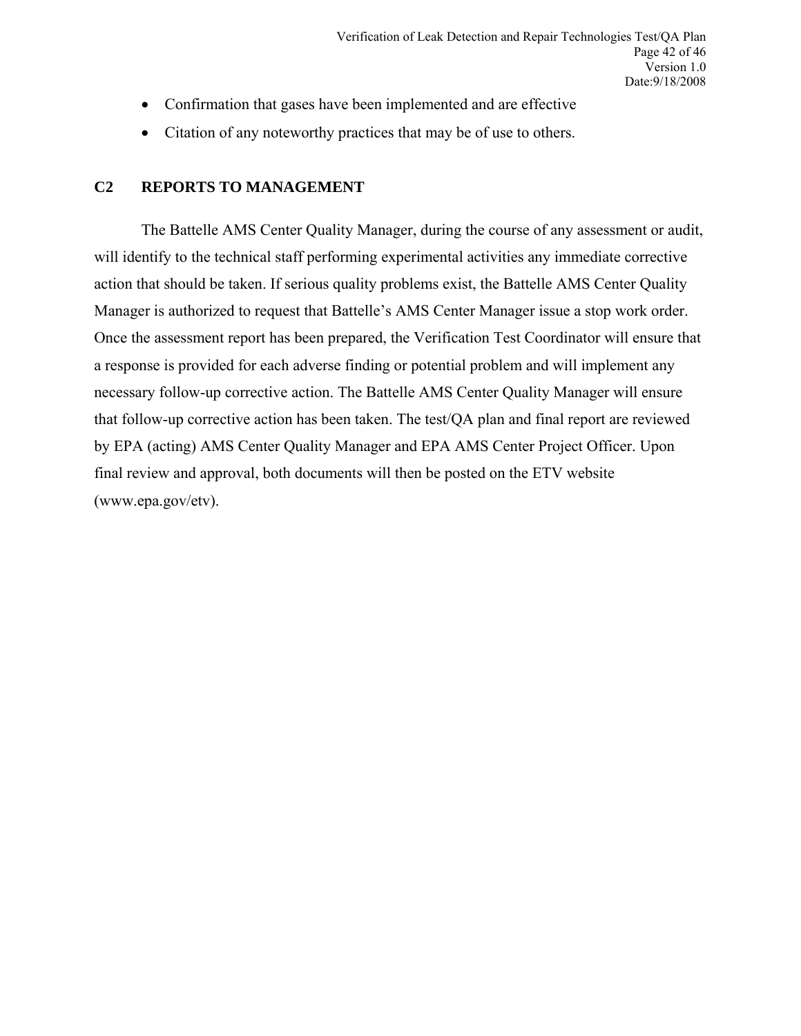- Confirmation that gases have been implemented and are effective
- Citation of any noteworthy practices that may be of use to others.

## C2 REPORTS TO MANAGEMENT

The Battelle AMS Center Quality Manager, during the course of any assessment or audit, will identify to the technical staff performing experimental activities any immediate corrective action that should be taken. If serious quality problems exist, the Battelle AMS Center Quality Manager is authorized to request that Battelle's AMS Center Manager issue a stop work order. Once the assessment report has been prepared, the Verification Test Coordinator will ensure that a response is provided for each adverse finding or potential problem and will implement any necessary follow-up corrective action. The Battelle AMS Center Quality Manager will ensure that follow-up corrective action has been taken. The test/QA plan and final report are reviewed by EPA (acting) AMS Center Quality Manager and EPA AMS Center Project Officer. Upon final review and approval, both documents will then be posted on the ETV website (www.epa.gov/etv).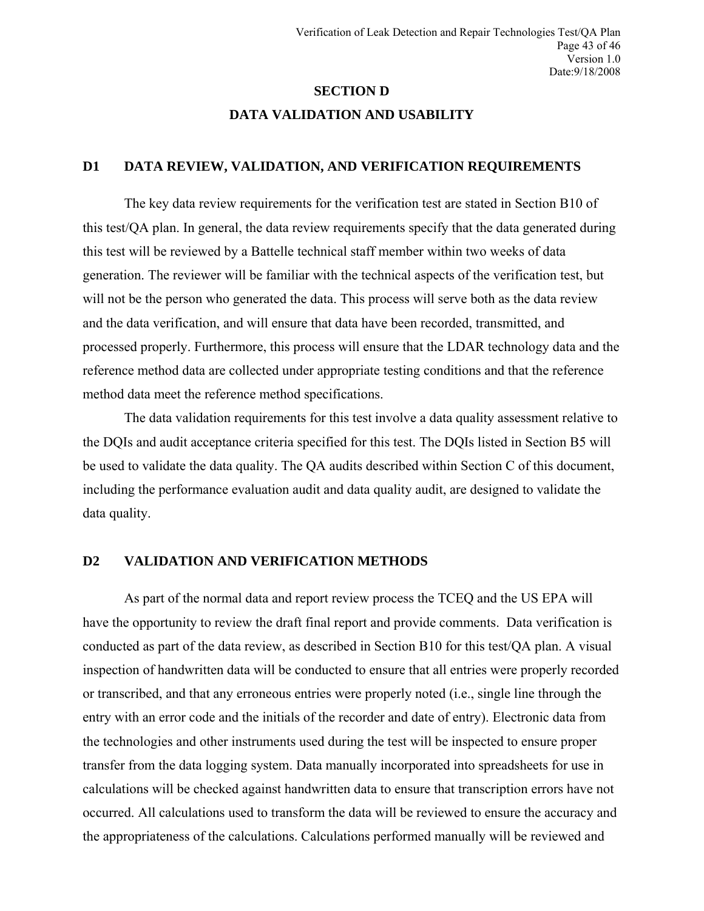# SECTION D

# DATA VALIDATION AND USABILITY

## D1 DATA REVIEW, VALIDATION, AND VERIFICATION REQUIREMENTS

The key data review requirements for the verification test are stated in Section B10 of this test/QA plan. In general, the data review requirements specify that the data generated during this test will be reviewed by a Battelle technical staff member within two weeks of data generation. The reviewer will be familiar with the technical aspects of the verification test, but will not be the person who generated the data. This process will serve both as the data review and the data verification, and will ensure that data have been recorded, transmitted, and processed properly. Furthermore, this process will ensure that the LDAR technology data and the reference method data are collected under appropriate testing conditions and that the reference method data meet the reference method specifications.

The data validation requirements for this test involve a data quality assessment relative to the DQIs and audit acceptance criteria specified for this test. The DQIs listed in Section B5 will be used to validate the data quality. The QA audits described within Section C of this document, including the performance evaluation audit and data quality audit, are designed to validate the data quality.

## D2 VALIDATION AND VERIFICATION METHODS

As part of the normal data and report review process the TCEQ and the US EPA will have the opportunity to review the draft final report and provide comments. Data verification is conducted as part of the data review, as described in Section B10 for this test/QA plan. A visual inspection of handwritten data will be conducted to ensure that all entries were properly recorded or transcribed, and that any erroneous entries were properly noted (i.e., single line through the entry with an error code and the initials of the recorder and date of entry). Electronic data from the technologies and other instruments used during the test will be inspected to ensure proper transfer from the data logging system. Data manually incorporated into spreadsheets for use in calculations will be checked against handwritten data to ensure that transcription errors have not occurred. All calculations used to transform the data will be reviewed to ensure the accuracy and the appropriateness of the calculations. Calculations performed manually will be reviewed and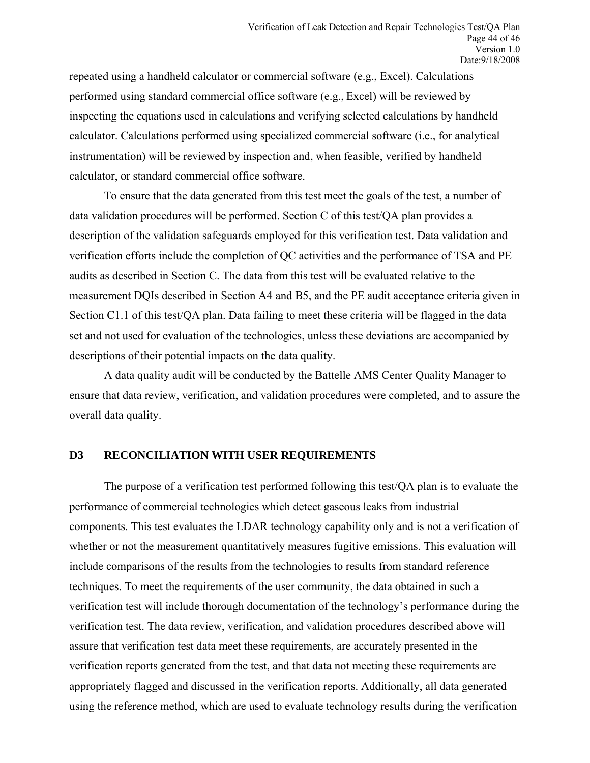repeated using a handheld calculator or commercial software (e.g., Excel). Calculations performed using standard commercial office software (e.g., Excel) will be reviewed by inspecting the equations used in calculations and verifying selected calculations by handheld calculator. Calculations performed using specialized commercial software (i.e., for analytical instrumentation) will be reviewed by inspection and, when feasible, verified by handheld calculator, or standard commercial office software.

To ensure that the data generated from this test meet the goals of the test, a number of data validation procedures will be performed. Section C of this test/QA plan provides a description of the validation safeguards employed for this verification test. Data validation and verification efforts include the completion of QC activities and the performance of TSA and PE audits as described in Section C. The data from this test will be evaluated relative to the measurement DQIs described in Section A4 and B5, and the PE audit acceptance criteria given in Section C1.1 of this test/QA plan. Data failing to meet these criteria will be flagged in the data set and not used for evaluation of the technologies, unless these deviations are accompanied by descriptions of their potential impacts on the data quality.

A data quality audit will be conducted by the Battelle AMS Center Quality Manager to ensure that data review, verification, and validation procedures were completed, and to assure the overall data quality.

## D3 RECONCILIATION WITH USER REQUIREMENTS

The purpose of a verification test performed following this test/QA plan is to evaluate the performance of commercial technologies which detect gaseous leaks from industrial components. This test evaluates the LDAR technology capability only and is not a verification of whether or not the measurement quantitatively measures fugitive emissions. This evaluation will include comparisons of the results from the technologies to results from standard reference techniques. To meet the requirements of the user community, the data obtained in such a verification test will include thorough documentation of the technology's performance during the verification test. The data review, verification, and validation procedures described above will assure that verification test data meet these requirements, are accurately presented in the verification reports generated from the test, and that data not meeting these requirements are appropriately flagged and discussed in the verification reports. Additionally, all data generated using the reference method, which are used to evaluate technology results during the verification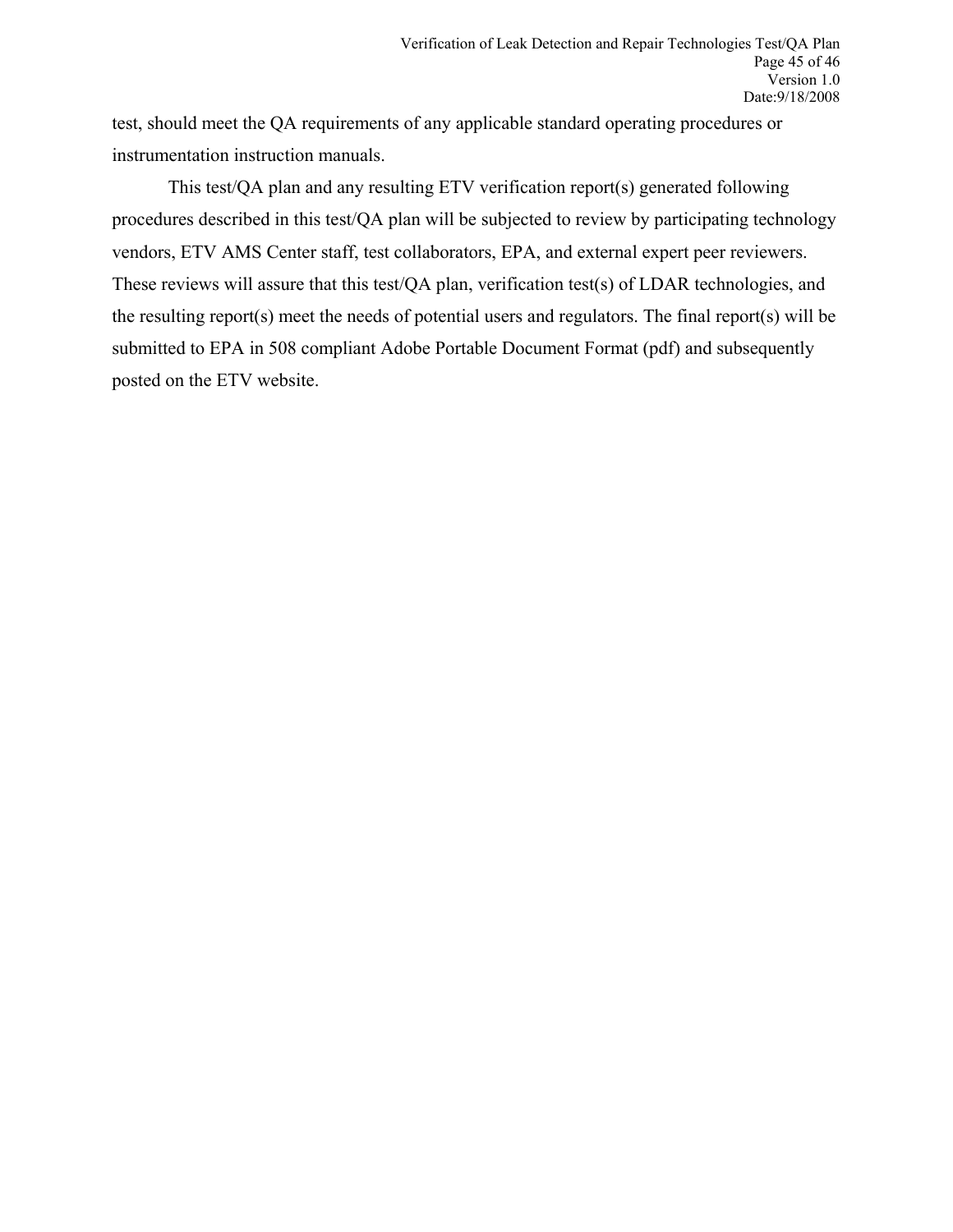test, should meet the QA requirements of any applicable standard operating procedures or instrumentation instruction manuals.

This test/QA plan and any resulting ETV verification report(s) generated following procedures described in this test/QA plan will be subjected to review by participating technology vendors, ETV AMS Center staff, test collaborators, EPA, and external expert peer reviewers. These reviews will assure that this test/QA plan, verification test(s) of LDAR technologies, and the resulting report(s) meet the needs of potential users and regulators. The final report(s) will be submitted to EPA in 508 compliant Adobe Portable Document Format (pdf) and subsequently posted on the ETV website.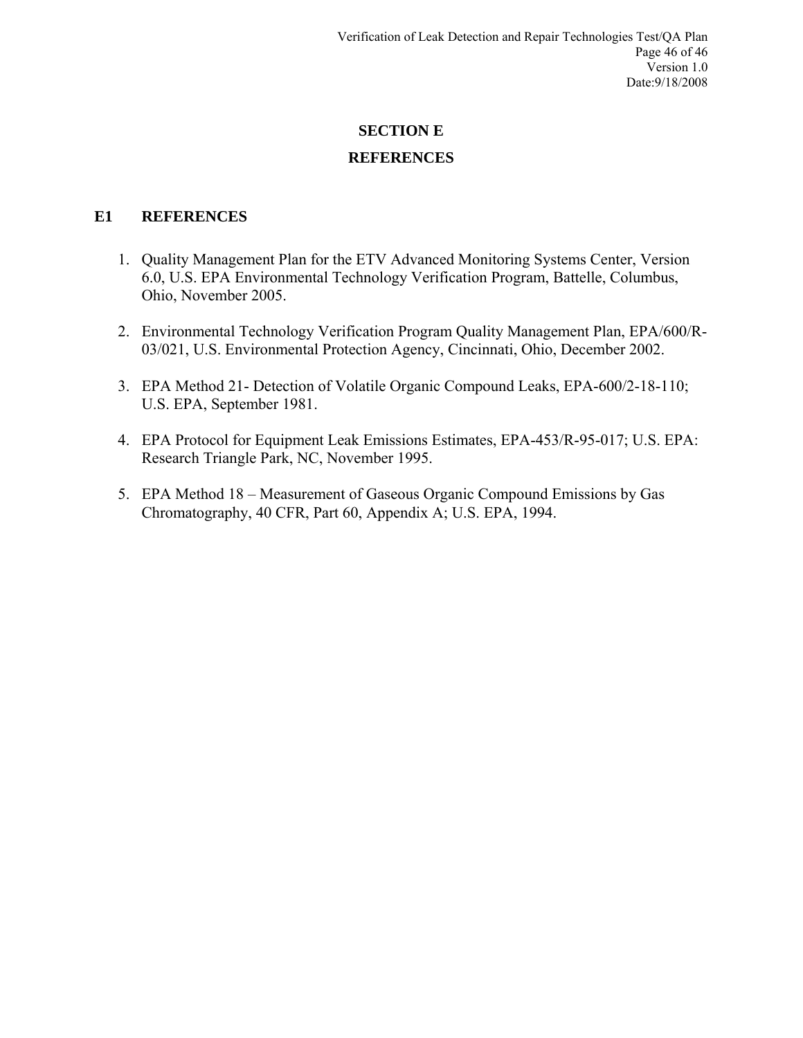# SECTION E

# REFERENCES

## E1 REFERENCES

1. Quality Management Plan for the ETV Advanced Monitoring Systems Center, Version 6.0, U.S. EPA Environmental Technology Verification Program, Battelle, Columbus, Ohio, November 2005.

2. Environmental Technology Verification Program Quality Management Plan, EPA/600/R-03/021, U.S. Environmental Protection Agency, Cincinnati, Ohio, December 2002.

3. EPA Method 21- Detection of Volatile Organic Compound Leaks, EPA-600/2-18-110; U.S. EPA, September 1981.

4. EPA Protocol for Equipment Leak Emissions Estimates, EPA-453/R-95-017; U.S. EPA: Research Triangle Park, NC, November 1995.

5. EPA Method 18 – Measurement of Gaseous Organic Compound Emissions by Gas Chromatography, 40 CFR, Part 60, Appendix A; U.S. EPA, 1994.